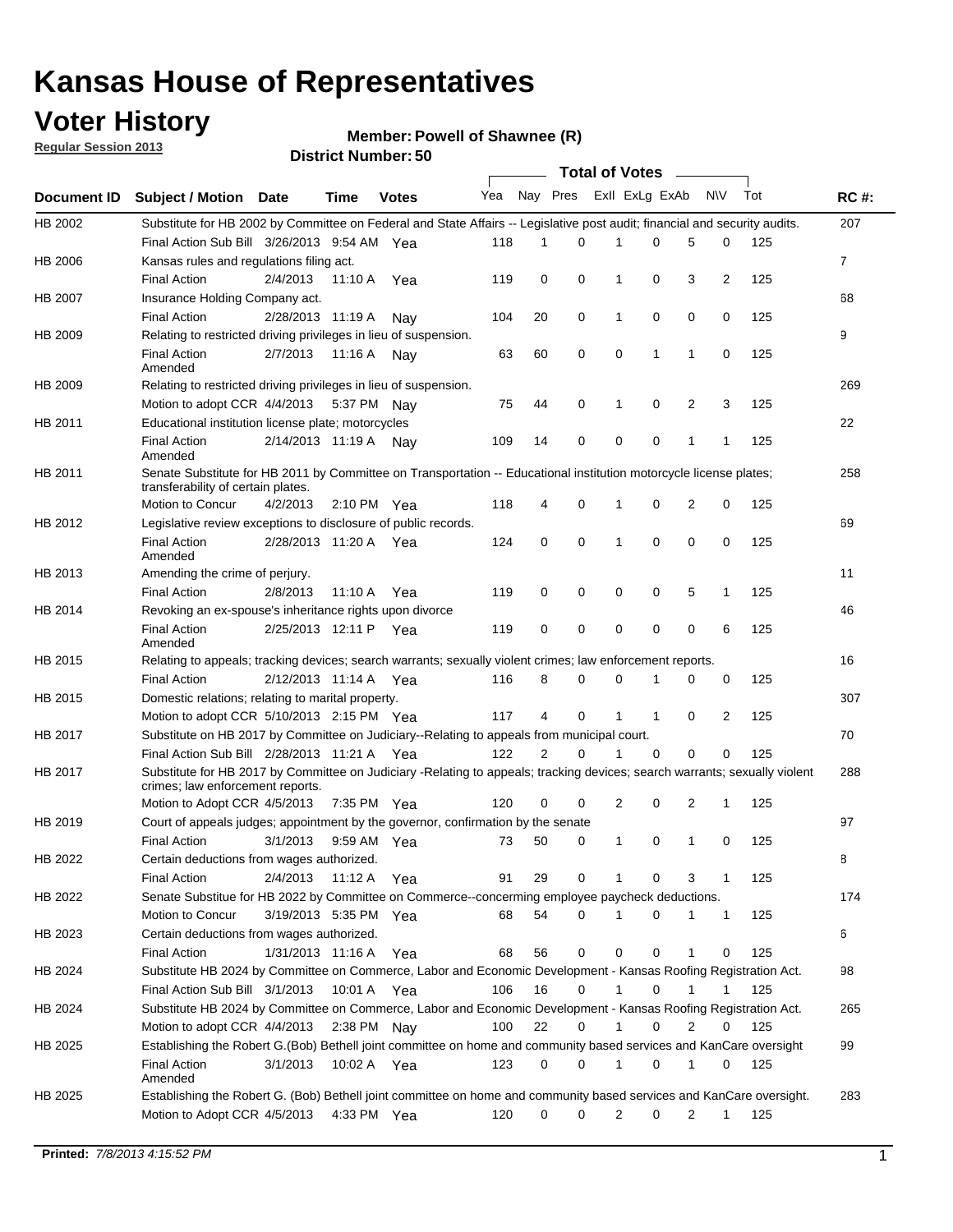# Kansas House of Representatives

## Voter History

**Regular Session 2013**

**Member: Powell of Shawnee (R)**

**District Number: 50**

| Document ID | Subject / Motion | Date | Time | Votes | Yea | Nay | Pres | ExII | ExLg | ExAb | N\V | Tot | RC #: |
|---|---|---|---|---|---|---|---|---|---|---|---|---|---|
| HB 2002 | Substitute for HB 2002 by Committee on Federal and State Affairs -- Legislative post audit; financial and security audits. | | | | | | | | | | | | 207 |
| | Final Action Sub Bill | 3/26/2013 | 9:54 AM | Yea | 118 | 1 | 0 | 1 | 0 | 5 | 0 | 125 | |
| HB 2006 | Kansas rules and regulations filing act. | | | | | | | | | | | | 7 |
| | Final Action | 2/4/2013 | 11:10 A | Yea | 119 | 0 | 0 | 1 | 0 | 3 | 2 | 125 | |
| HB 2007 | Insurance Holding Company act. | | | | | | | | | | | | 68 |
| | Final Action | 2/28/2013 | 11:19 A | Nay | 104 | 20 | 0 | 1 | 0 | 0 | 0 | 125 | |
| HB 2009 | Relating to restricted driving privileges in lieu of suspension. | | | | | | | | | | | | 9 |
| | Final Action Amended | 2/7/2013 | 11:16 A | Nay | 63 | 60 | 0 | 0 | 1 | 1 | 0 | 125 | |
| HB 2009 | Relating to restricted driving privileges in lieu of suspension. | | | | | | | | | | | | 269 |
| | Motion to adopt CCR | 4/4/2013 | 5:37 PM | Nay | 75 | 44 | 0 | 1 | 0 | 2 | 3 | 125 | |
| HB 2011 | Educational institution license plate; motorcycles | | | | | | | | | | | | 22 |
| | Final Action Amended | 2/14/2013 | 11:19 A | Nay | 109 | 14 | 0 | 0 | 0 | 1 | 1 | 125 | |
| HB 2011 | Senate Substitute for HB 2011 by Committee on Transportation -- Educational institution motorcycle license plates; transferability of certain plates. | | | | | | | | | | | | 258 |
| | Motion to Concur | 4/2/2013 | 2:10 PM | Yea | 118 | 4 | 0 | 1 | 0 | 2 | 0 | 125 | |
| HB 2012 | Legislative review exceptions to disclosure of public records. | | | | | | | | | | | | 69 |
| | Final Action Amended | 2/28/2013 | 11:20 A | Yea | 124 | 0 | 0 | 1 | 0 | 0 | 0 | 125 | |
| HB 2013 | Amending the crime of perjury. | | | | | | | | | | | | 11 |
| | Final Action | 2/8/2013 | 11:10 A | Yea | 119 | 0 | 0 | 0 | 0 | 5 | 1 | 125 | |
| HB 2014 | Revoking an ex-spouse's inheritance rights upon divorce | | | | | | | | | | | | 46 |
| | Final Action Amended | 2/25/2013 | 12:11 P | Yea | 119 | 0 | 0 | 0 | 0 | 0 | 6 | 125 | |
| HB 2015 | Relating to appeals; tracking devices; search warrants; sexually violent crimes; law enforcement reports. | | | | | | | | | | | | 16 |
| | Final Action | 2/12/2013 | 11:14 A | Yea | 116 | 8 | 0 | 0 | 1 | 0 | 0 | 125 | |
| HB 2015 | Domestic relations; relating to marital property. | | | | | | | | | | | | 307 |
| | Motion to adopt CCR | 5/10/2013 | 2:15 PM | Yea | 117 | 4 | 0 | 1 | 1 | 0 | 2 | 125 | |
| HB 2017 | Substitute on HB 2017 by Committee on Judiciary--Relating to appeals from municipal court. | | | | | | | | | | | | 70 |
| | Final Action Sub Bill | 2/28/2013 | 11:21 A | Yea | 122 | 2 | 0 | 1 | 0 | 0 | 0 | 125 | |
| HB 2017 | Substitute for HB 2017 by Committee on Judiciary -Relating to appeals; tracking devices; search warrants; sexually violent crimes; law enforcement reports. | | | | | | | | | | | | 288 |
| | Motion to Adopt CCR | 4/5/2013 | 7:35 PM | Yea | 120 | 0 | 0 | 2 | 0 | 2 | 1 | 125 | |
| HB 2019 | Court of appeals judges; appointment by the governor, confirmation by the senate | | | | | | | | | | | | 97 |
| | Final Action | 3/1/2013 | 9:59 AM | Yea | 73 | 50 | 0 | 1 | 0 | 1 | 0 | 125 | |
| HB 2022 | Certain deductions from wages authorized. | | | | | | | | | | | | 8 |
| | Final Action | 2/4/2013 | 11:12 A | Yea | 91 | 29 | 0 | 1 | 0 | 3 | 1 | 125 | |
| HB 2022 | Senate Substitue for HB 2022 by Committee on Commerce--concerning employee paycheck deductions. | | | | | | | | | | | | 174 |
| | Motion to Concur | 3/19/2013 | 5:35 PM | Yea | 68 | 54 | 0 | 1 | 0 | 1 | 1 | 125 | |
| HB 2023 | Certain deductions from wages authorized. | | | | | | | | | | | | 6 |
| | Final Action | 1/31/2013 | 11:16 A | Yea | 68 | 56 | 0 | 0 | 0 | 1 | 0 | 125 | |
| HB 2024 | Substitute HB 2024 by Committee on Commerce, Labor and Economic Development - Kansas Roofing Registration Act. | | | | | | | | | | | | 98 |
| | Final Action Sub Bill | 3/1/2013 | 10:01 A | Yea | 106 | 16 | 0 | 1 | 0 | 1 | 1 | 125 | |
| HB 2024 | Substitute HB 2024 by Committee on Commerce, Labor and Economic Development - Kansas Roofing Registration Act. | | | | | | | | | | | | 265 |
| | Motion to adopt CCR | 4/4/2013 | 2:38 PM | Nay | 100 | 22 | 0 | 1 | 0 | 2 | 0 | 125 | |
| HB 2025 | Establishing the Robert G.(Bob) Bethell joint committee on home and community based services and KanCare oversight | | | | | | | | | | | | 99 |
| | Final Action Amended | 3/1/2013 | 10:02 A | Yea | 123 | 0 | 0 | 1 | 0 | 1 | 0 | 125 | |
| HB 2025 | Establishing the Robert G. (Bob) Bethell joint committee on home and community based services and KanCare oversight. | | | | | | | | | | | | 283 |
| | Motion to Adopt CCR | 4/5/2013 | 4:33 PM | Yea | 120 | 0 | 0 | 2 | 0 | 2 | 1 | 125 | |

**Printed:** *7/8/2013 4:15:52 PM*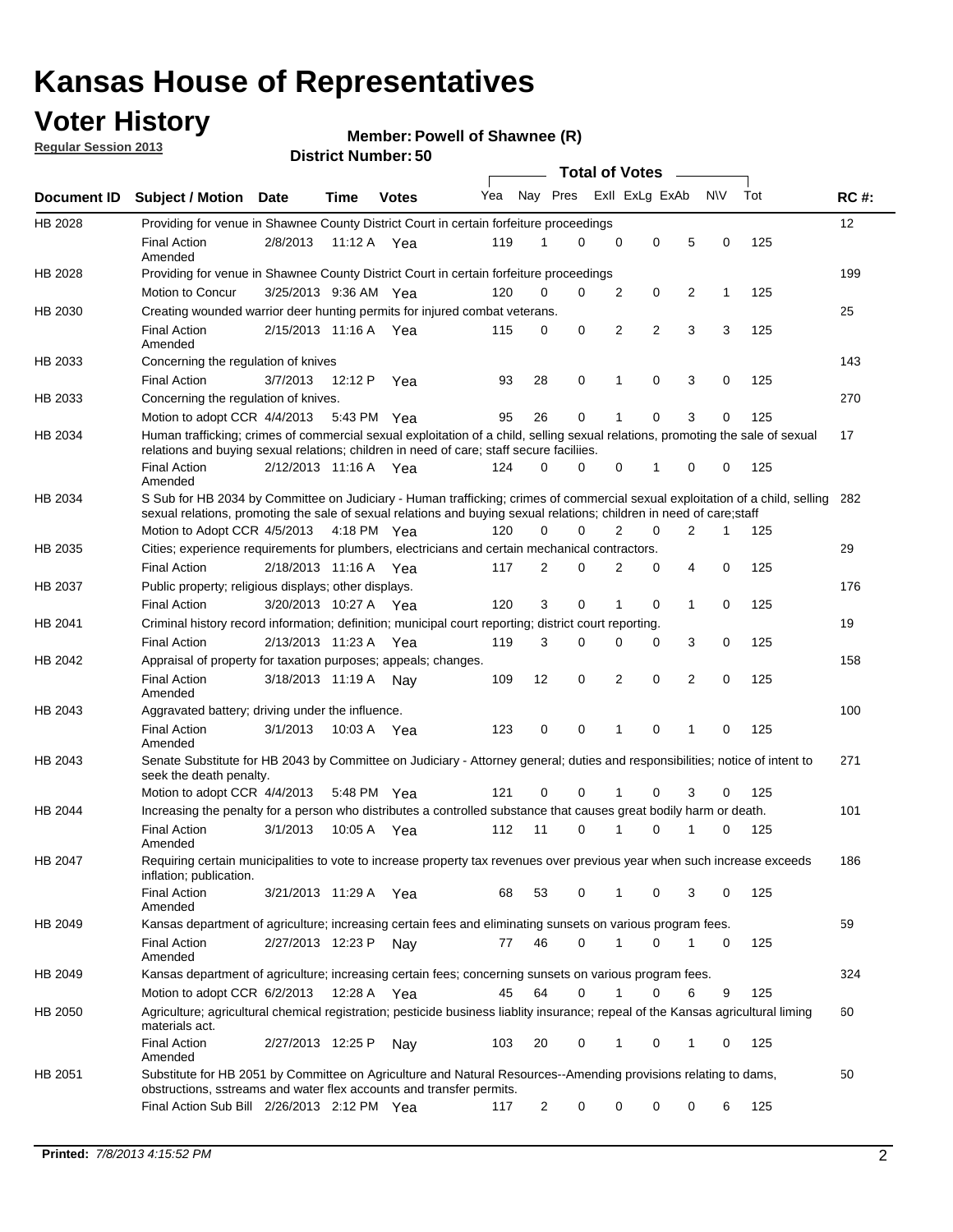# Kansas House of Representatives

## Voter History

**Regular Session 2013**

**Member: Powell of Shawnee (R)**

**District Number: 50**

| Document ID | Subject / Motion | Date | Time | Votes | Yea | Nay | Pres | ExII | ExLg | ExAb | N\V | Tot | RC #: |
|---|---|---|---|---|---|---|---|---|---|---|---|---|---|
| HB 2028 | Providing for venue in Shawnee County District Court in certain forfeiture proceedings | | | | | | | | | | | | 12 |
| | Final Action Amended | 2/8/2013 | 11:12 A | Yea | 119 | 1 | 0 | 0 | 0 | 5 | 0 | 125 | |
| HB 2028 | Providing for venue in Shawnee County District Court in certain forfeiture proceedings | | | | | | | | | | | | 199 |
| | Motion to Concur | 3/25/2013 | 9:36 AM | Yea | 120 | 0 | 0 | 2 | 0 | 2 | 1 | 125 | |
| HB 2030 | Creating wounded warrior deer hunting permits for injured combat veterans. | | | | | | | | | | | | 25 |
| | Final Action Amended | 2/15/2013 | 11:16 A | Yea | 115 | 0 | 0 | 2 | 2 | 3 | 3 | 125 | |
| HB 2033 | Concerning the regulation of knives | | | | | | | | | | | | 143 |
| | Final Action | 3/7/2013 | 12:12 P | Yea | 93 | 28 | 0 | 1 | 0 | 3 | 0 | 125 | |
| HB 2033 | Concerning the regulation of knives. | | | | | | | | | | | | 270 |
| | Motion to adopt CCR | 4/4/2013 | 5:43 PM | Yea | 95 | 26 | 0 | 1 | 0 | 3 | 0 | 125 | |
| HB 2034 | Human trafficking; crimes of commercial sexual exploitation of a child, selling sexual relations, promoting the sale of sexual relations and buying sexual relations; children in need of care; staff secure faciliies. | | | | | | | | | | | | 17 |
| | Final Action Amended | 2/12/2013 | 11:16 A | Yea | 124 | 0 | 0 | 0 | 1 | 0 | 0 | 125 | |
| HB 2034 | S Sub for HB 2034 by Committee on Judiciary - Human trafficking; crimes of commercial sexual exploitation of a child, selling sexual relations, promoting the sale of sexual relations and buying sexual relations; children in need of care;staff | | | | | | | | | | | | 282 |
| | Motion to Adopt CCR | 4/5/2013 | 4:18 PM | Yea | 120 | 0 | 0 | 2 | 0 | 2 | 1 | 125 | |
| HB 2035 | Cities; experience requirements for plumbers, electricians and certain mechanical contractors. | | | | | | | | | | | | 29 |
| | Final Action | 2/18/2013 | 11:16 A | Yea | 117 | 2 | 0 | 2 | 0 | 4 | 0 | 125 | |
| HB 2037 | Public property; religious displays; other displays. | | | | | | | | | | | | 176 |
| | Final Action | 3/20/2013 | 10:27 A | Yea | 120 | 3 | 0 | 1 | 0 | 1 | 0 | 125 | |
| HB 2041 | Criminal history record information; definition; municipal court reporting; district court reporting. | | | | | | | | | | | | 19 |
| | Final Action | 2/13/2013 | 11:23 A | Yea | 119 | 3 | 0 | 0 | 0 | 3 | 0 | 125 | |
| HB 2042 | Appraisal of property for taxation purposes; appeals; changes. | | | | | | | | | | | | 158 |
| | Final Action Amended | 3/18/2013 | 11:19 A | Nay | 109 | 12 | 0 | 2 | 0 | 2 | 0 | 125 | |
| HB 2043 | Aggravated battery; driving under the influence. | | | | | | | | | | | | 100 |
| | Final Action Amended | 3/1/2013 | 10:03 A | Yea | 123 | 0 | 0 | 1 | 0 | 1 | 0 | 125 | |
| HB 2043 | Senate Substitute for HB 2043 by Committee on Judiciary - Attorney general; duties and responsibilities; notice of intent to seek the death penalty. | | | | | | | | | | | | 271 |
| | Motion to adopt CCR | 4/4/2013 | 5:48 PM | Yea | 121 | 0 | 0 | 1 | 0 | 3 | 0 | 125 | |
| HB 2044 | Increasing the penalty for a person who distributes a controlled substance that causes great bodily harm or death. | | | | | | | | | | | | 101 |
| | Final Action Amended | 3/1/2013 | 10:05 A | Yea | 112 | 11 | 0 | 1 | 0 | 1 | 0 | 125 | |
| HB 2047 | Requiring certain municipalities to vote to increase property tax revenues over previous year when such increase exceeds inflation; publication. | | | | | | | | | | | | 186 |
| | Final Action Amended | 3/21/2013 | 11:29 A | Yea | 68 | 53 | 0 | 1 | 0 | 3 | 0 | 125 | |
| HB 2049 | Kansas department of agriculture; increasing certain fees and eliminating sunsets on various program fees. | | | | | | | | | | | | 59 |
| | Final Action Amended | 2/27/2013 | 12:23 P | Nay | 77 | 46 | 0 | 1 | 0 | 1 | 0 | 125 | |
| HB 2049 | Kansas department of agriculture; increasing certain fees; concerning sunsets on various program fees. | | | | | | | | | | | | 324 |
| | Motion to adopt CCR | 6/2/2013 | 12:28 A | Yea | 45 | 64 | 0 | 1 | 0 | 6 | 9 | 125 | |
| HB 2050 | Agriculture; agricultural chemical registration; pesticide business liablity insurance; repeal of the Kansas agricultural liming materials act. | | | | | | | | | | | | 60 |
| | Final Action Amended | 2/27/2013 | 12:25 P | Nay | 103 | 20 | 0 | 1 | 0 | 1 | 0 | 125 | |
| HB 2051 | Substitute for HB 2051 by Committee on Agriculture and Natural Resources--Amending provisions relating to dams, obstructions, sstreams and water flex accounts and transfer permits. | | | | | | | | | | | | 50 |
| | Final Action Sub Bill | 2/26/2013 | 2:12 PM | Yea | 117 | 2 | 0 | 0 | 0 | 0 | 6 | 125 | |

**Printed:** *7/8/2013 4:15:52 PM*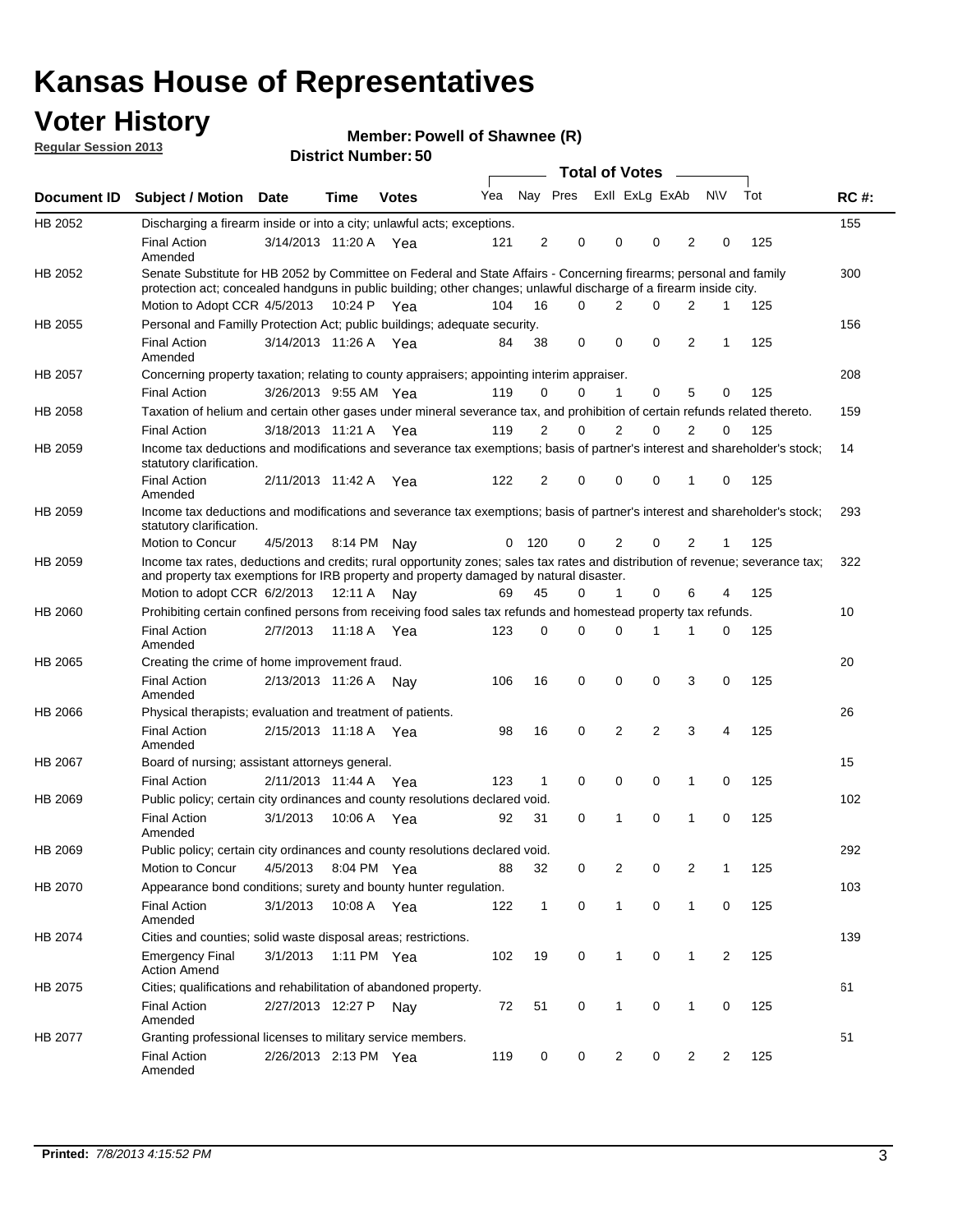# Kansas House of Representatives

## Voter History

**Regular Session 2013**

**Member: Powell of Shawnee (R)**

**District Number: 50**

| Document ID | Subject / Motion | Date | Time | Votes | Yea | Nay | Pres | ExII | ExLg | ExAb | N\V | Tot | RC #: |
|---|---|---|---|---|---|---|---|---|---|---|---|---|---|
| HB 2052 | Discharging a firearm inside or into a city; unlawful acts; exceptions. | | | | | | | | | | | | 155 |
| | Final Action Amended | 3/14/2013 | 11:20 A | Yea | 121 | 2 | 0 | 0 | 0 | 2 | 0 | 125 | |
| HB 2052 | Senate Substitute for HB 2052 by Committee on Federal and State Affairs - Concerning firearms; personal and family protection act; concealed handguns in public building; other changes; unlawful discharge of a firearm inside city. | | | | | | | | | | | | 300 |
| | Motion to Adopt CCR | 4/5/2013 | 10:24 P | Yea | 104 | 16 | 0 | 2 | 0 | 2 | 1 | 125 | |
| HB 2055 | Personal and Familly Protection Act; public buildings; adequate security. | | | | | | | | | | | | 156 |
| | Final Action Amended | 3/14/2013 | 11:26 A | Yea | 84 | 38 | 0 | 0 | 0 | 2 | 1 | 125 | |
| HB 2057 | Concerning property taxation; relating to county appraisers; appointing interim appraiser. | | | | | | | | | | | | 208 |
| | Final Action | 3/26/2013 | 9:55 AM | Yea | 119 | 0 | 0 | 1 | 0 | 5 | 0 | 125 | |
| HB 2058 | Taxation of helium and certain other gases under mineral severance tax, and prohibition of certain refunds related thereto. | | | | | | | | | | | | 159 |
| | Final Action | 3/18/2013 | 11:21 A | Yea | 119 | 2 | 0 | 2 | 0 | 2 | 0 | 125 | |
| HB 2059 | Income tax deductions and modifications and severance tax exemptions; basis of partner's interest and shareholder's stock; statutory clarification. | | | | | | | | | | | | 14 |
| | Final Action Amended | 2/11/2013 | 11:42 A | Yea | 122 | 2 | 0 | 0 | 0 | 1 | 0 | 125 | |
| HB 2059 | Income tax deductions and modifications and severance tax exemptions; basis of partner's interest and shareholder's stock; statutory clarification. | | | | | | | | | | | | 293 |
| | Motion to Concur | 4/5/2013 | 8:14 PM | Nay | 0 | 120 | 0 | 2 | 0 | 2 | 1 | 125 | |
| HB 2059 | Income tax rates, deductions and credits; rural opportunity zones; sales tax rates and distribution of revenue; severance tax; and property tax exemptions for IRB property and property damaged by natural disaster. | | | | | | | | | | | | 322 |
| | Motion to adopt CCR | 6/2/2013 | 12:11 A | Nay | 69 | 45 | 0 | 1 | 0 | 6 | 4 | 125 | |
| HB 2060 | Prohibiting certain confined persons from receiving food sales tax refunds and homestead property tax refunds. | | | | | | | | | | | | 10 |
| | Final Action Amended | 2/7/2013 | 11:18 A | Yea | 123 | 0 | 0 | 0 | 1 | 1 | 0 | 125 | |
| HB 2065 | Creating the crime of home improvement fraud. | | | | | | | | | | | | 20 |
| | Final Action Amended | 2/13/2013 | 11:26 A | Nay | 106 | 16 | 0 | 0 | 0 | 3 | 0 | 125 | |
| HB 2066 | Physical therapists; evaluation and treatment of patients. | | | | | | | | | | | | 26 |
| | Final Action Amended | 2/15/2013 | 11:18 A | Yea | 98 | 16 | 0 | 2 | 2 | 3 | 4 | 125 | |
| HB 2067 | Board of nursing; assistant attorneys general. | | | | | | | | | | | | 15 |
| | Final Action | 2/11/2013 | 11:44 A | Yea | 123 | 1 | 0 | 0 | 0 | 1 | 0 | 125 | |
| HB 2069 | Public policy; certain city ordinances and county resolutions declared void. | | | | | | | | | | | | 102 |
| | Final Action Amended | 3/1/2013 | 10:06 A | Yea | 92 | 31 | 0 | 1 | 0 | 1 | 0 | 125 | |
| HB 2069 | Public policy; certain city ordinances and county resolutions declared void. | | | | | | | | | | | | 292 |
| | Motion to Concur | 4/5/2013 | 8:04 PM | Yea | 88 | 32 | 0 | 2 | 0 | 2 | 1 | 125 | |
| HB 2070 | Appearance bond conditions; surety and bounty hunter regulation. | | | | | | | | | | | | 103 |
| | Final Action Amended | 3/1/2013 | 10:08 A | Yea | 122 | 1 | 0 | 1 | 0 | 1 | 0 | 125 | |
| HB 2074 | Cities and counties; solid waste disposal areas; restrictions. | | | | | | | | | | | | 139 |
| | Emergency Final Action Amend | 3/1/2013 | 1:11 PM | Yea | 102 | 19 | 0 | 1 | 0 | 1 | 2 | 125 | |
| HB 2075 | Cities; qualifications and rehabilitation of abandoned property. | | | | | | | | | | | | 61 |
| | Final Action Amended | 2/27/2013 | 12:27 P | Nay | 72 | 51 | 0 | 1 | 0 | 1 | 0 | 125 | |
| HB 2077 | Granting professional licenses to military service members. | | | | | | | | | | | | 51 |
| | Final Action Amended | 2/26/2013 | 2:13 PM | Yea | 119 | 0 | 0 | 2 | 0 | 2 | 2 | 125 | |

**Printed:** *7/8/2013 4:15:52 PM*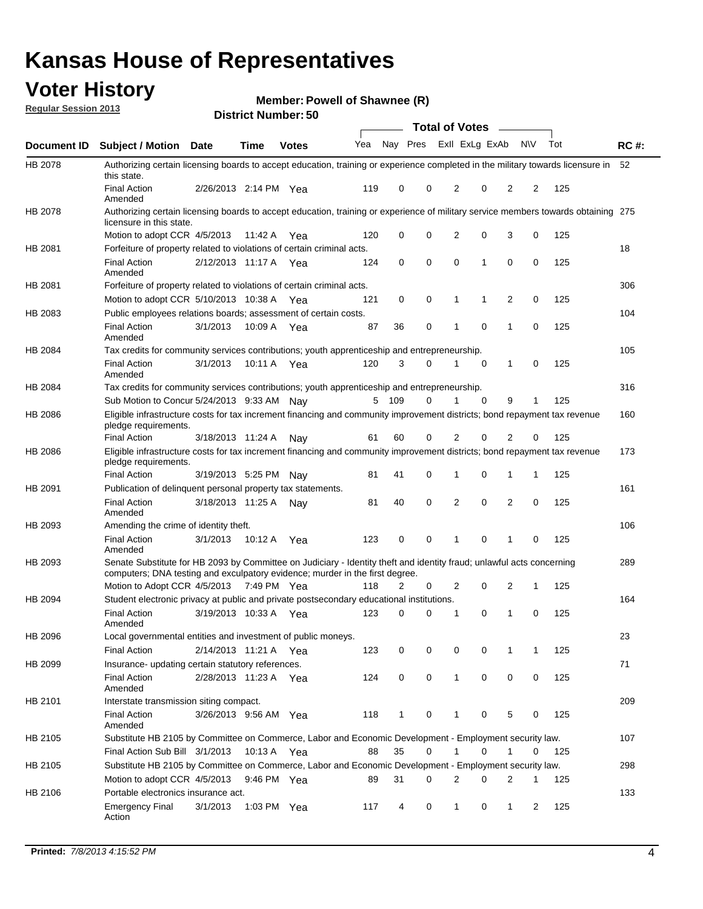# Kansas House of Representatives

## Voter History

**Regular Session 2013**

**Member: Powell of Shawnee (R)**

**District Number: 50**

| Document ID | Subject / Motion | Date | Time | Votes | Yea | Nay | Pres | ExII | ExLg | ExAb | N\V | Tot | RC #: |
|---|---|---|---|---|---|---|---|---|---|---|---|---|---|
| HB 2078 | Authorizing certain licensing boards to accept education, training or experience completed in the military towards licensure in this state. | | | | | | | | | | | | 52 |
| | Final Action Amended | 2/26/2013 | 2:14 PM | Yea | 119 | 0 | 0 | 2 | 0 | 2 | 2 | 125 | |
| HB 2078 | Authorizing certain licensing boards to accept education, training or experience of military service members towards obtaining licensure in this state. | | | | | | | | | | | | 275 |
| | Motion to adopt CCR | 4/5/2013 | 11:42 A | Yea | 120 | 0 | 0 | 2 | 0 | 3 | 0 | 125 | |
| HB 2081 | Forfeiture of property related to violations of certain criminal acts. | | | | | | | | | | | | 18 |
| | Final Action Amended | 2/12/2013 | 11:17 A | Yea | 124 | 0 | 0 | 0 | 1 | 0 | 0 | 125 | |
| HB 2081 | Forfeiture of property related to violations of certain criminal acts. | | | | | | | | | | | | 306 |
| | Motion to adopt CCR | 5/10/2013 | 10:38 A | Yea | 121 | 0 | 0 | 1 | 1 | 2 | 0 | 125 | |
| HB 2083 | Public employees relations boards; assessment of certain costs. | | | | | | | | | | | | 104 |
| | Final Action Amended | 3/1/2013 | 10:09 A | Yea | 87 | 36 | 0 | 1 | 0 | 1 | 0 | 125 | |
| HB 2084 | Tax credits for community services contributions; youth apprenticeship and entrepreneurship. | | | | | | | | | | | | 105 |
| | Final Action Amended | 3/1/2013 | 10:11 A | Yea | 120 | 3 | 0 | 1 | 0 | 1 | 0 | 125 | |
| HB 2084 | Tax credits for community services contributions; youth apprenticeship and entrepreneurship. | | | | | | | | | | | | 316 |
| | Sub Motion to Concur | 5/24/2013 | 9:33 AM | Nay | 5 | 109 | 0 | 1 | 0 | 9 | 1 | 125 | |
| HB 2086 | Eligible infrastructure costs for tax increment financing and community improvement districts; bond repayment tax revenue pledge requirements. | | | | | | | | | | | | 160 |
| | Final Action | 3/18/2013 | 11:24 A | Nay | 61 | 60 | 0 | 2 | 0 | 2 | 0 | 125 | |
| HB 2086 | Eligible infrastructure costs for tax increment financing and community improvement districts; bond repayment tax revenue pledge requirements. | | | | | | | | | | | | 173 |
| | Final Action | 3/19/2013 | 5:25 PM | Nay | 81 | 41 | 0 | 1 | 0 | 1 | 1 | 125 | |
| HB 2091 | Publication of delinquent personal property tax statements. | | | | | | | | | | | | 161 |
| | Final Action Amended | 3/18/2013 | 11:25 A | Nay | 81 | 40 | 0 | 2 | 0 | 2 | 0 | 125 | |
| HB 2093 | Amending the crime of identity theft. | | | | | | | | | | | | 106 |
| | Final Action Amended | 3/1/2013 | 10:12 A | Yea | 123 | 0 | 0 | 1 | 0 | 1 | 0 | 125 | |
| HB 2093 | Senate Substitute for HB 2093 by Committee on Judiciary - Identity theft and identity fraud; unlawful acts concerning computers; DNA testing and exculpatory evidence; murder in the first degree. | | | | | | | | | | | | 289 |
| | Motion to Adopt CCR | 4/5/2013 | 7:49 PM | Yea | 118 | 2 | 0 | 2 | 0 | 2 | 1 | 125 | |
| HB 2094 | Student electronic privacy at public and private postsecondary educational institutions. | | | | | | | | | | | | 164 |
| | Final Action Amended | 3/19/2013 | 10:33 A | Yea | 123 | 0 | 0 | 1 | 0 | 1 | 0 | 125 | |
| HB 2096 | Local governmental entities and investment of public moneys. | | | | | | | | | | | | 23 |
| | Final Action | 2/14/2013 | 11:21 A | Yea | 123 | 0 | 0 | 0 | 0 | 1 | 1 | 125 | |
| HB 2099 | Insurance- updating certain statutory references. | | | | | | | | | | | | 71 |
| | Final Action Amended | 2/28/2013 | 11:23 A | Yea | 124 | 0 | 0 | 1 | 0 | 0 | 0 | 125 | |
| HB 2101 | Interstate transmission siting compact. | | | | | | | | | | | | 209 |
| | Final Action Amended | 3/26/2013 | 9:56 AM | Yea | 118 | 1 | 0 | 1 | 0 | 5 | 0 | 125 | |
| HB 2105 | Substitute HB 2105 by Committee on Commerce, Labor and Economic Development - Employment security law. | | | | | | | | | | | | 107 |
| | Final Action Sub Bill | 3/1/2013 | 10:13 A | Yea | 88 | 35 | 0 | 1 | 0 | 1 | 0 | 125 | |
| HB 2105 | Substitute HB 2105 by Committee on Commerce, Labor and Economic Development - Employment security law. | | | | | | | | | | | | 298 |
| | Motion to adopt CCR | 4/5/2013 | 9:46 PM | Yea | 89 | 31 | 0 | 2 | 0 | 2 | 1 | 125 | |
| HB 2106 | Portable electronics insurance act. | | | | | | | | | | | | 133 |
| | Emergency Final Action | 3/1/2013 | 1:03 PM | Yea | 117 | 4 | 0 | 1 | 0 | 1 | 2 | 125 | |

**Printed:** *7/8/2013 4:15:52 PM*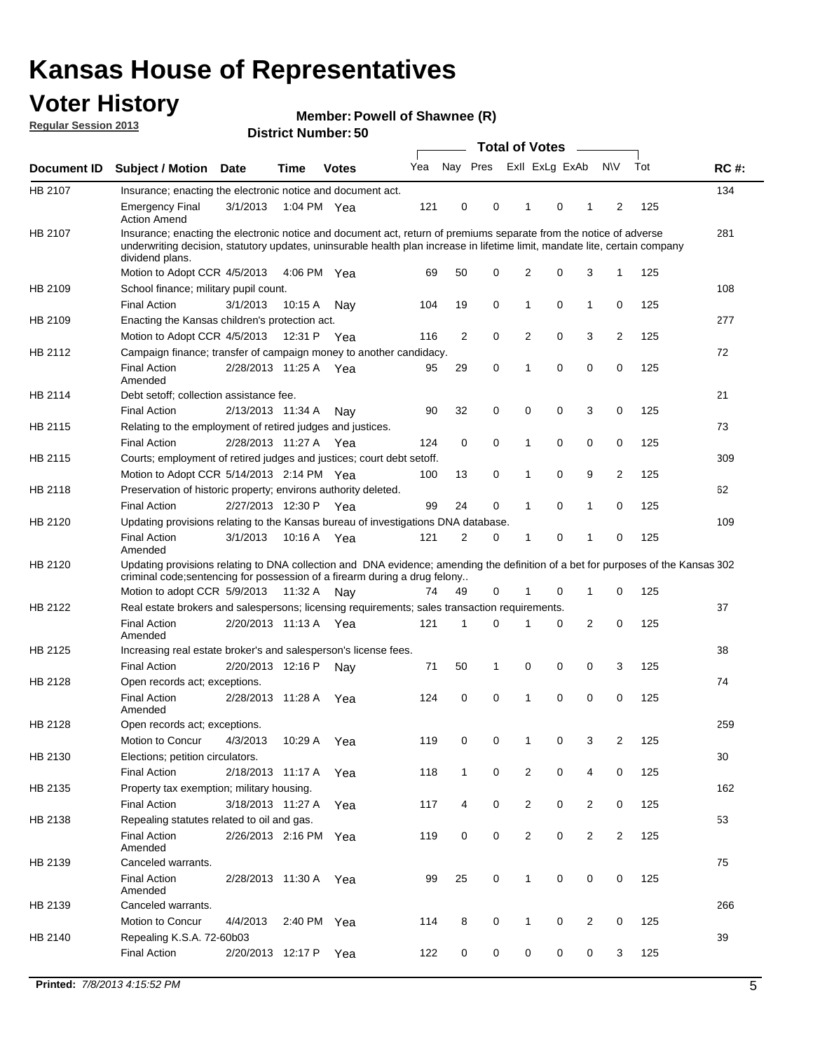# Kansas House of Representatives

## Voter History

**Regular Session 2013**

**Member: Powell of Shawnee (R)**

**District Number: 50**

| Document ID | Subject / Motion | Date | Time | Votes | Yea | Nay | Pres | ExII | ExLg | ExAb | N\V | Tot | RC #: |
|---|---|---|---|---|---|---|---|---|---|---|---|---|---|
| HB 2107 | Insurance; enacting the electronic notice and document act. | | | | | | | | | | | | 134 |
| | Emergency Final Action Amend | 3/1/2013 | 1:04 PM | Yea | 121 | 0 | 0 | 1 | 0 | 1 | 2 | 125 | |
| HB 2107 | Insurance; enacting the electronic notice and document act, return of premiums separate from the notice of adverse underwriting decision, statutory updates, uninsurable health plan increase in lifetime limit, mandate lite, certain company dividend plans. | | | | | | | | | | | | 281 |
| | Motion to Adopt CCR | 4/5/2013 | 4:06 PM | Yea | 69 | 50 | 0 | 2 | 0 | 3 | 1 | 125 | |
| HB 2109 | School finance; military pupil count. | | | | | | | | | | | | 108 |
| | Final Action | 3/1/2013 | 10:15 A | Nay | 104 | 19 | 0 | 1 | 0 | 1 | 0 | 125 | |
| HB 2109 | Enacting the Kansas children's protection act. | | | | | | | | | | | | 277 |
| | Motion to Adopt CCR | 4/5/2013 | 12:31 P | Yea | 116 | 2 | 0 | 2 | 0 | 3 | 2 | 125 | |
| HB 2112 | Campaign finance; transfer of campaign money to another candidacy. | | | | | | | | | | | | 72 |
| | Final Action Amended | 2/28/2013 | 11:25 A | Yea | 95 | 29 | 0 | 1 | 0 | 0 | 0 | 125 | |
| HB 2114 | Debt setoff; collection assistance fee. | | | | | | | | | | | | 21 |
| | Final Action | 2/13/2013 | 11:34 A | Nay | 90 | 32 | 0 | 0 | 0 | 3 | 0 | 125 | |
| HB 2115 | Relating to the employment of retired judges and justices. | | | | | | | | | | | | 73 |
| | Final Action | 2/28/2013 | 11:27 A | Yea | 124 | 0 | 0 | 1 | 0 | 0 | 0 | 125 | |
| HB 2115 | Courts; employment of retired judges and justices; court debt setoff. | | | | | | | | | | | | 309 |
| | Motion to Adopt CCR | 5/14/2013 | 2:14 PM | Yea | 100 | 13 | 0 | 1 | 0 | 9 | 2 | 125 | |
| HB 2118 | Preservation of historic property; environs authority deleted. | | | | | | | | | | | | 62 |
| | Final Action | 2/27/2013 | 12:30 P | Yea | 99 | 24 | 0 | 1 | 0 | 1 | 0 | 125 | |
| HB 2120 | Updating provisions relating to the Kansas bureau of investigations DNA database. | | | | | | | | | | | | 109 |
| | Final Action Amended | 3/1/2013 | 10:16 A | Yea | 121 | 2 | 0 | 1 | 0 | 1 | 0 | 125 | |
| HB 2120 | Updating provisions relating to DNA collection and DNA evidence; amending the definition of a bet for purposes of the Kansas criminal code;sentencing for possession of a firearm during a drug felony.. | | | | | | | | | | | | 302 |
| | Motion to adopt CCR | 5/9/2013 | 11:32 A | Nay | 74 | 49 | 0 | 1 | 0 | 1 | 0 | 125 | |
| HB 2122 | Real estate brokers and salespersons; licensing requirements; sales transaction requirements. | | | | | | | | | | | | 37 |
| | Final Action Amended | 2/20/2013 | 11:13 A | Yea | 121 | 1 | 0 | 1 | 0 | 2 | 0 | 125 | |
| HB 2125 | Increasing real estate broker's and salesperson's license fees. | | | | | | | | | | | | 38 |
| | Final Action | 2/20/2013 | 12:16 P | Nay | 71 | 50 | 1 | 0 | 0 | 0 | 3 | 125 | |
| HB 2128 | Open records act; exceptions. | | | | | | | | | | | | 74 |
| | Final Action Amended | 2/28/2013 | 11:28 A | Yea | 124 | 0 | 0 | 1 | 0 | 0 | 0 | 125 | |
| HB 2128 | Open records act; exceptions. | | | | | | | | | | | | 259 |
| | Motion to Concur | 4/3/2013 | 10:29 A | Yea | 119 | 0 | 0 | 1 | 0 | 3 | 2 | 125 | |
| HB 2130 | Elections; petition circulators. | | | | | | | | | | | | 30 |
| | Final Action | 2/18/2013 | 11:17 A | Yea | 118 | 1 | 0 | 2 | 0 | 4 | 0 | 125 | |
| HB 2135 | Property tax exemption; military housing. | | | | | | | | | | | | 162 |
| | Final Action | 3/18/2013 | 11:27 A | Yea | 117 | 4 | 0 | 2 | 0 | 2 | 0 | 125 | |
| HB 2138 | Repealing statutes related to oil and gas. | | | | | | | | | | | | 53 |
| | Final Action Amended | 2/26/2013 | 2:16 PM | Yea | 119 | 0 | 0 | 2 | 0 | 2 | 2 | 125 | |
| HB 2139 | Canceled warrants. | | | | | | | | | | | | 75 |
| | Final Action Amended | 2/28/2013 | 11:30 A | Yea | 99 | 25 | 0 | 1 | 0 | 0 | 0 | 125 | |
| HB 2139 | Canceled warrants. | | | | | | | | | | | | 266 |
| | Motion to Concur | 4/4/2013 | 2:40 PM | Yea | 114 | 8 | 0 | 1 | 0 | 2 | 0 | 125 | |
| HB 2140 | Repealing K.S.A. 72-60b03 | | | | | | | | | | | | 39 |
| | Final Action | 2/20/2013 | 12:17 P | Yea | 122 | 0 | 0 | 0 | 0 | 0 | 3 | 125 | |

**Printed:** *7/8/2013 4:15:52 PM*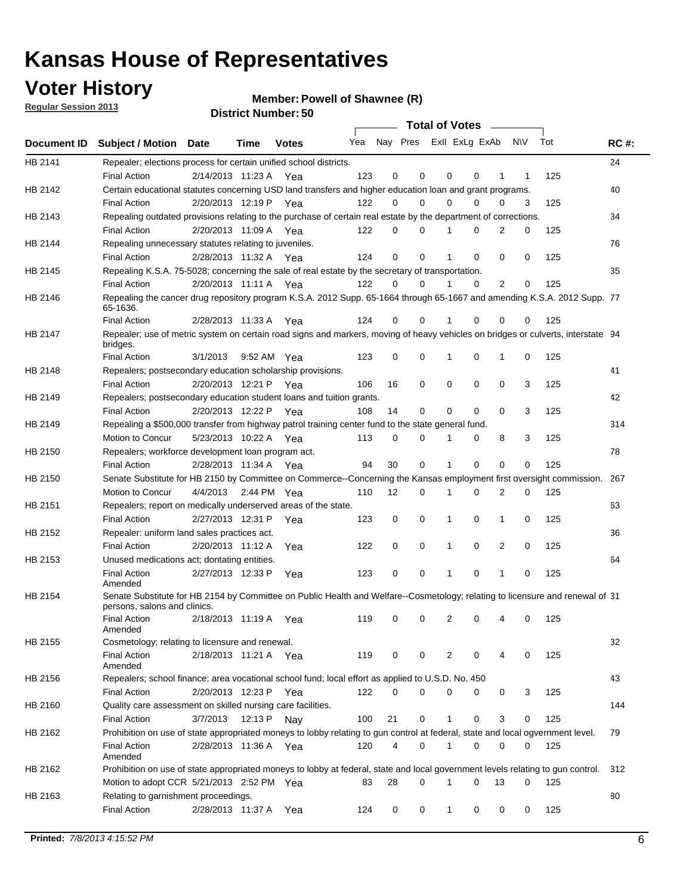# Kansas House of Representatives

## Voter History

**Regular Session 2013**

**Member: Powell of Shawnee (R)**

**District Number: 50**

| Document ID | Subject / Motion | Date | Time | Votes | Yea | Nay | Pres | ExII | ExLg | ExAb | N\V | Tot | RC #: |
|---|---|---|---|---|---|---|---|---|---|---|---|---|---|
| HB 2141 | Repealer; elections process for certain unified school districts. | | | | | | | | | | | | 24 |
| | Final Action | 2/14/2013 | 11:23 A | Yea | 123 | 0 | 0 | 0 | 0 | 1 | 1 | 125 | |
| HB 2142 | Certain educational statutes concerning USD land transfers and higher education loan and grant programs. | | | | | | | | | | | | 40 |
| | Final Action | 2/20/2013 | 12:19 P | Yea | 122 | 0 | 0 | 0 | 0 | 0 | 3 | 125 | |
| HB 2143 | Repealing outdated provisions relating to the purchase of certain real estate by the department of corrections. | | | | | | | | | | | | 34 |
| | Final Action | 2/20/2013 | 11:09 A | Yea | 122 | 0 | 0 | 1 | 0 | 2 | 0 | 125 | |
| HB 2144 | Repealing unnecessary statutes relating to juveniles. | | | | | | | | | | | | 76 |
| | Final Action | 2/28/2013 | 11:32 A | Yea | 124 | 0 | 0 | 1 | 0 | 0 | 0 | 125 | |
| HB 2145 | Repealing K.S.A. 75-5028; concerning the sale of real estate by the secretary of transportation. | | | | | | | | | | | | 35 |
| | Final Action | 2/20/2013 | 11:11 A | Yea | 122 | 0 | 0 | 1 | 0 | 2 | 0 | 125 | |
| HB 2146 | Repealing the cancer drug repository program K.S.A. 2012 Supp. 65-1664 through 65-1667 and amending K.S.A. 2012 Supp. 65-1636. | | | | | | | | | | | | 77 |
| | Final Action | 2/28/2013 | 11:33 A | Yea | 124 | 0 | 0 | 1 | 0 | 0 | 0 | 125 | |
| HB 2147 | Repealer; use of metric system on certain road signs and markers, moving of heavy vehicles on bridges or culverts, interstate bridges. | | | | | | | | | | | | 94 |
| | Final Action | 3/1/2013 | 9:52 AM | Yea | 123 | 0 | 0 | 1 | 0 | 1 | 0 | 125 | |
| HB 2148 | Repealers; postsecondary education scholarship provisions. | | | | | | | | | | | | 41 |
| | Final Action | 2/20/2013 | 12:21 P | Yea | 106 | 16 | 0 | 0 | 0 | 0 | 3 | 125 | |
| HB 2149 | Repealers; postsecondary education student loans and tuition grants. | | | | | | | | | | | | 42 |
| | Final Action | 2/20/2013 | 12:22 P | Yea | 108 | 14 | 0 | 0 | 0 | 0 | 3 | 125 | |
| HB 2149 | Repealing a $500,000 transfer from highway patrol training center fund to the state general fund. | | | | | | | | | | | | 314 |
| | Motion to Concur | 5/23/2013 | 10:22 A | Yea | 113 | 0 | 0 | 1 | 0 | 8 | 3 | 125 | |
| HB 2150 | Repealers; workforce development loan program act. | | | | | | | | | | | | 78 |
| | Final Action | 2/28/2013 | 11:34 A | Yea | 94 | 30 | 0 | 1 | 0 | 0 | 0 | 125 | |
| HB 2150 | Senate Substitute for HB 2150 by Committee on Commerce--Concerning the Kansas employment first oversight commission. | | | | | | | | | | | | 267 |
| | Motion to Concur | 4/4/2013 | 2:44 PM | Yea | 110 | 12 | 0 | 1 | 0 | 2 | 0 | 125 | |
| HB 2151 | Repealers; report on medically underserved areas of the state. | | | | | | | | | | | | 63 |
| | Final Action | 2/27/2013 | 12:31 P | Yea | 123 | 0 | 0 | 1 | 0 | 1 | 0 | 125 | |
| HB 2152 | Repealer: uniform land sales practices act. | | | | | | | | | | | | 36 |
| | Final Action | 2/20/2013 | 11:12 A | Yea | 122 | 0 | 0 | 1 | 0 | 2 | 0 | 125 | |
| HB 2153 | Unused medications act; dontating entities. | | | | | | | | | | | | 64 |
| | Final Action Amended | 2/27/2013 | 12:33 P | Yea | 123 | 0 | 0 | 1 | 0 | 1 | 0 | 125 | |
| HB 2154 | Senate Substitute for HB 2154 by Committee on Public Health and Welfare--Cosmetology; relating to licensure and renewal of persons, salons and clinics. | | | | | | | | | | | | 31 |
| | Final Action Amended | 2/18/2013 | 11:19 A | Yea | 119 | 0 | 0 | 2 | 0 | 4 | 0 | 125 | |
| HB 2155 | Cosmetology; relating to licensure and renewal. | | | | | | | | | | | | 32 |
| | Final Action Amended | 2/18/2013 | 11:21 A | Yea | 119 | 0 | 0 | 2 | 0 | 4 | 0 | 125 | |
| HB 2156 | Repealers; school finance; area vocational school fund; local effort as applied to U.S.D. No. 450 | | | | | | | | | | | | 43 |
| | Final Action | 2/20/2013 | 12:23 P | Yea | 122 | 0 | 0 | 0 | 0 | 0 | 3 | 125 | |
| HB 2160 | Quality care assessment on skilled nursing care facilities. | | | | | | | | | | | | 144 |
| | Final Action | 3/7/2013 | 12:13 P | Nay | 100 | 21 | 0 | 1 | 0 | 3 | 0 | 125 | |
| HB 2162 | Prohibition on use of state appropriated moneys to lobby relating to gun control at federal, state and local ogvernment level. | | | | | | | | | | | | 79 |
| | Final Action Amended | 2/28/2013 | 11:36 A | Yea | 120 | 4 | 0 | 1 | 0 | 0 | 0 | 125 | |
| HB 2162 | Prohibition on use of state appropriated moneys to lobby at federal, state and local government levels relating to gun control. | | | | | | | | | | | | 312 |
| | Motion to adopt CCR | 5/21/2013 | 2:52 PM | Yea | 83 | 28 | 0 | 1 | 0 | 13 | 0 | 125 | |
| HB 2163 | Relating to garnishment proceedings. | | | | | | | | | | | | 80 |
| | Final Action | 2/28/2013 | 11:37 A | Yea | 124 | 0 | 0 | 1 | 0 | 0 | 0 | 125 | |

Printed: 7/8/2013 4:15:52 PM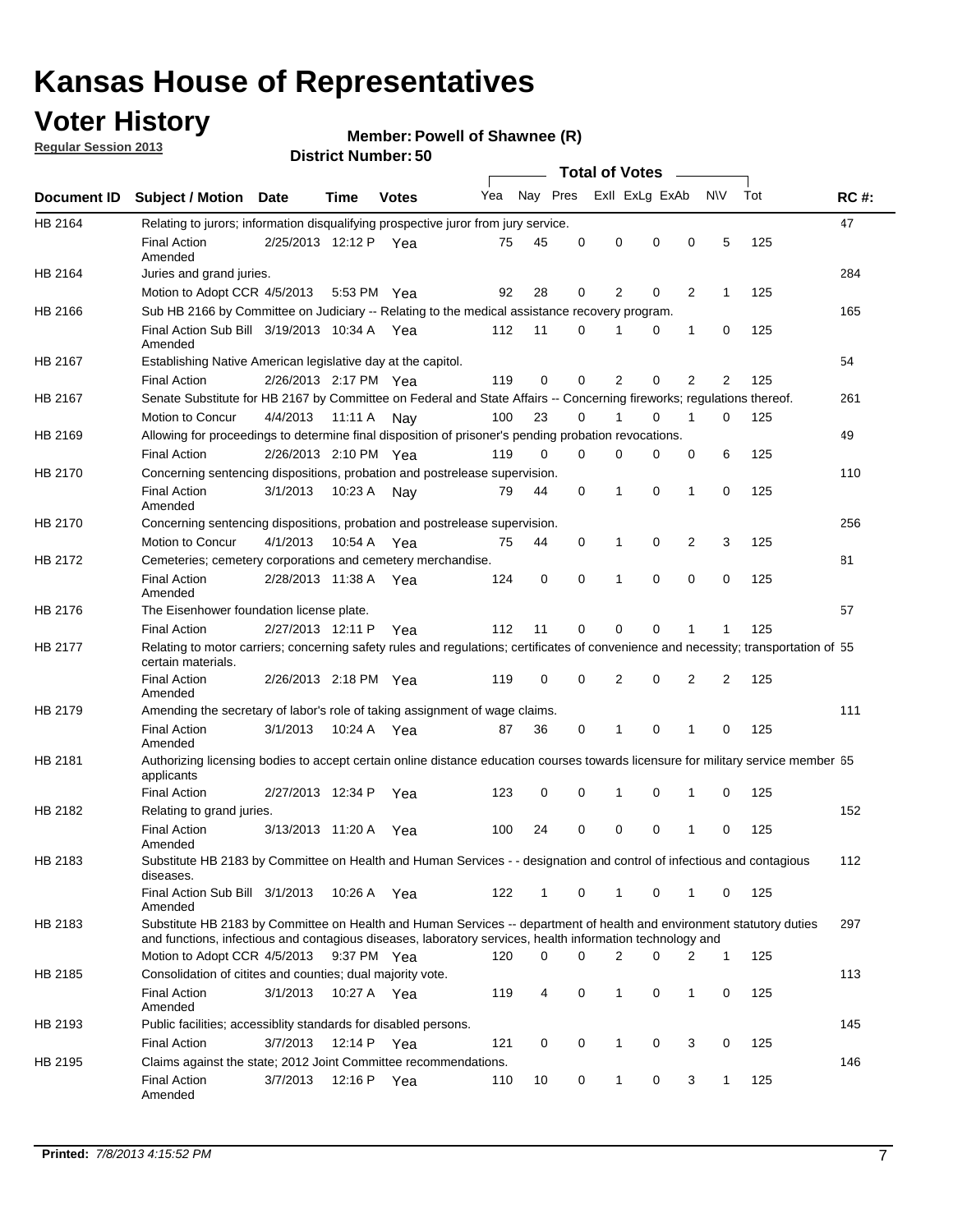# Kansas House of Representatives

## Voter History

**Regular Session 2013**

**Member: Powell of Shawnee (R)**

**District Number: 50**

| Document ID | Subject / Motion | Date | Time | Votes | Yea | Nay | Pres | ExII | ExLg | ExAb | N\V | Tot | RC #: |
|---|---|---|---|---|---|---|---|---|---|---|---|---|---|
| HB 2164 | Relating to jurors; information disqualifying prospective juror from jury service. | | | | | | | | | | | | 47 |
| | Final Action Amended | 2/25/2013 | 12:12 P | Yea | 75 | 45 | 0 | 0 | 0 | 0 | 5 | 125 | |
| HB 2164 | Juries and grand juries. | | | | | | | | | | | | 284 |
| | Motion to Adopt CCR | 4/5/2013 | 5:53 PM | Yea | 92 | 28 | 0 | 2 | 0 | 2 | 1 | 125 | |
| HB 2166 | Sub HB 2166 by Committee on Judiciary -- Relating to the medical assistance recovery program. | | | | | | | | | | | | 165 |
| | Final Action Sub Bill Amended | 3/19/2013 | 10:34 A | Yea | 112 | 11 | 0 | 1 | 0 | 1 | 0 | 125 | |
| HB 2167 | Establishing Native American legislative day at the capitol. | | | | | | | | | | | | 54 |
| | Final Action | 2/26/2013 | 2:17 PM | Yea | 119 | 0 | 0 | 2 | 0 | 2 | 2 | 125 | |
| HB 2167 | Senate Substitute for HB 2167 by Committee on Federal and State Affairs -- Concerning fireworks; regulations thereof. | | | | | | | | | | | | 261 |
| | Motion to Concur | 4/4/2013 | 11:11 A | Nay | 100 | 23 | 0 | 1 | 0 | 1 | 0 | 125 | |
| HB 2169 | Allowing for proceedings to determine final disposition of prisoner's pending probation revocations. | | | | | | | | | | | | 49 |
| | Final Action | 2/26/2013 | 2:10 PM | Yea | 119 | 0 | 0 | 0 | 0 | 0 | 6 | 125 | |
| HB 2170 | Concerning sentencing dispositions, probation and postrelease supervision. | | | | | | | | | | | | 110 |
| | Final Action Amended | 3/1/2013 | 10:23 A | Nay | 79 | 44 | 0 | 1 | 0 | 1 | 0 | 125 | |
| HB 2170 | Concerning sentencing dispositions, probation and postrelease supervision. | | | | | | | | | | | | 256 |
| | Motion to Concur | 4/1/2013 | 10:54 A | Yea | 75 | 44 | 0 | 1 | 0 | 2 | 3 | 125 | |
| HB 2172 | Cemeteries; cemetery corporations and cemetery merchandise. | | | | | | | | | | | | 81 |
| | Final Action Amended | 2/28/2013 | 11:38 A | Yea | 124 | 0 | 0 | 1 | 0 | 0 | 0 | 125 | |
| HB 2176 | The Eisenhower foundation license plate. | | | | | | | | | | | | 57 |
| | Final Action | 2/27/2013 | 12:11 P | Yea | 112 | 11 | 0 | 0 | 0 | 1 | 1 | 125 | |
| HB 2177 | Relating to motor carriers; concerning safety rules and regulations; certificates of convenience and necessity; transportation of certain materials. | | | | | | | | | | | | 55 |
| | Final Action Amended | 2/26/2013 | 2:18 PM | Yea | 119 | 0 | 0 | 2 | 0 | 2 | 2 | 125 | |
| HB 2179 | Amending the secretary of labor's role of taking assignment of wage claims. | | | | | | | | | | | | 111 |
| | Final Action Amended | 3/1/2013 | 10:24 A | Yea | 87 | 36 | 0 | 1 | 0 | 1 | 0 | 125 | |
| HB 2181 | Authorizing licensing bodies to accept certain online distance education courses towards licensure for military service member applicants | | | | | | | | | | | | 65 |
| | Final Action | 2/27/2013 | 12:34 P | Yea | 123 | 0 | 0 | 1 | 0 | 1 | 0 | 125 | |
| HB 2182 | Relating to grand juries. | | | | | | | | | | | | 152 |
| | Final Action Amended | 3/13/2013 | 11:20 A | Yea | 100 | 24 | 0 | 0 | 0 | 1 | 0 | 125 | |
| HB 2183 | Substitute HB 2183 by Committee on Health and Human Services - - designation and control of infectious and contagious diseases. | | | | | | | | | | | | 112 |
| | Final Action Sub Bill Amended | 3/1/2013 | 10:26 A | Yea | 122 | 1 | 0 | 1 | 0 | 1 | 0 | 125 | |
| HB 2183 | Substitute HB 2183 by Committee on Health and Human Services -- department of health and environment statutory duties and functions, infectious and contagious diseases, laboratory services, health information technology and | | | | | | | | | | | | 297 |
| | Motion to Adopt CCR | 4/5/2013 | 9:37 PM | Yea | 120 | 0 | 0 | 2 | 0 | 2 | 1 | 125 | |
| HB 2185 | Consolidation of citites and counties; dual majority vote. | | | | | | | | | | | | 113 |
| | Final Action Amended | 3/1/2013 | 10:27 A | Yea | 119 | 4 | 0 | 1 | 0 | 1 | 0 | 125 | |
| HB 2193 | Public facilities; accessiblity standards for disabled persons. | | | | | | | | | | | | 145 |
| | Final Action | 3/7/2013 | 12:14 P | Yea | 121 | 0 | 0 | 1 | 0 | 3 | 0 | 125 | |
| HB 2195 | Claims against the state; 2012 Joint Committee recommendations. | | | | | | | | | | | | 146 |
| | Final Action Amended | 3/7/2013 | 12:16 P | Yea | 110 | 10 | 0 | 1 | 0 | 3 | 1 | 125 | |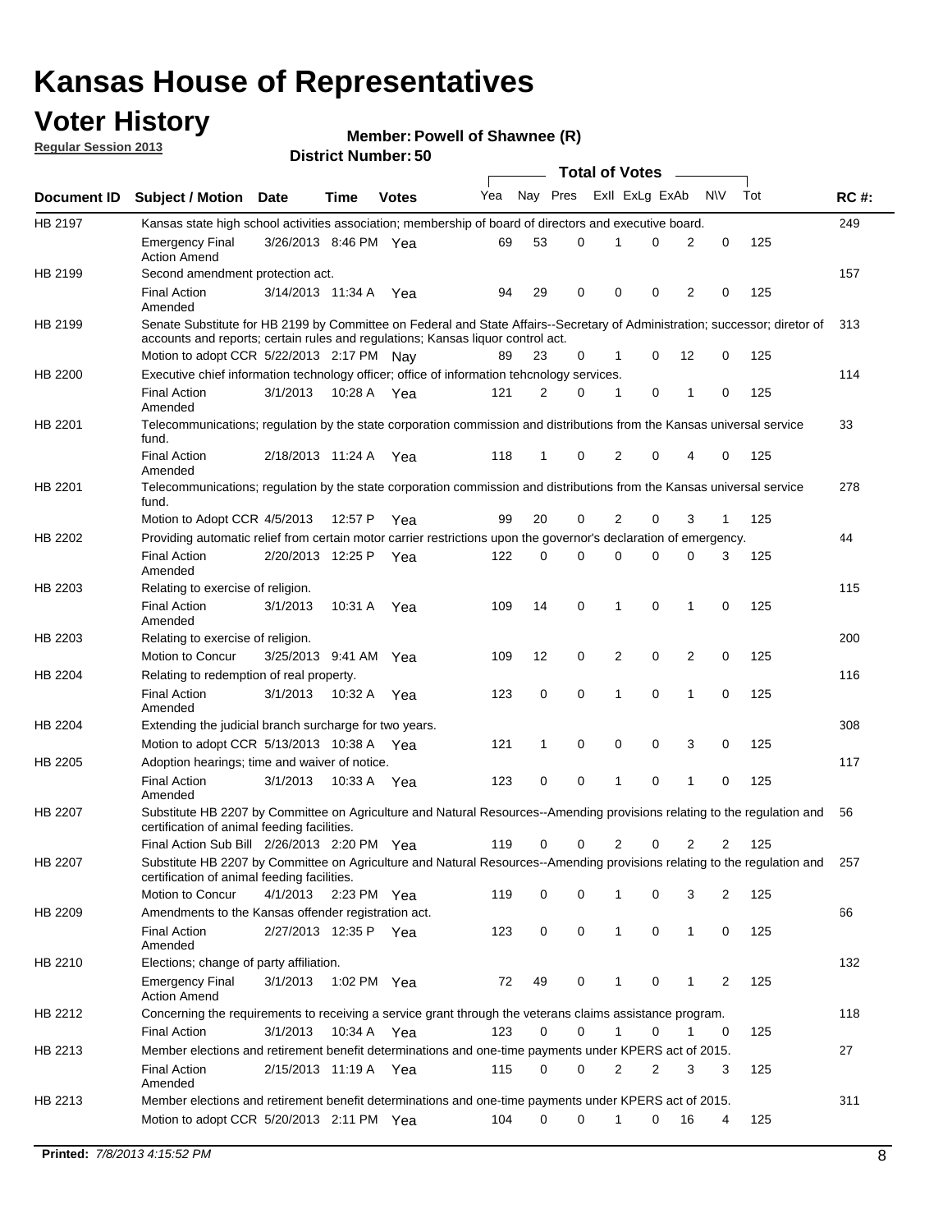# Kansas House of Representatives

## Voter History

**Regular Session 2013**

**Member: Powell of Shawnee (R)**

**District Number: 50**

| Document ID | Subject / Motion | Date | Time | Votes | Yea | Nay | Pres | ExII | ExLg | ExAb | N\V | Tot | RC #: |
|---|---|---|---|---|---|---|---|---|---|---|---|---|---|
| HB 2197 | Kansas state high school activities association; membership of board of directors and executive board. | | | | | | | | | | | | 249 |
| | Emergency Final Action Amend | 3/26/2013 | 8:46 PM | Yea | 69 | 53 | 0 | 1 | 0 | 2 | 0 | 125 | |
| HB 2199 | Second amendment protection act. | | | | | | | | | | | | 157 |
| | Final Action Amended | 3/14/2013 | 11:34 A | Yea | 94 | 29 | 0 | 0 | 0 | 2 | 0 | 125 | |
| HB 2199 | Senate Substitute for HB 2199 by Committee on Federal and State Affairs--Secretary of Administration; successor; diretor of accounts and reports; certain rules and regulations; Kansas liquor control act. | | | | | | | | | | | | 313 |
| | Motion to adopt CCR | 5/22/2013 | 2:17 PM | Nay | 89 | 23 | 0 | 1 | 0 | 12 | 0 | 125 | |
| HB 2200 | Executive chief information technology officer; office of information tehcnology services. | | | | | | | | | | | | 114 |
| | Final Action Amended | 3/1/2013 | 10:28 A | Yea | 121 | 2 | 0 | 1 | 0 | 1 | 0 | 125 | |
| HB 2201 | Telecommunications; regulation by the state corporation commission and distributions from the Kansas universal service fund. | | | | | | | | | | | | 33 |
| | Final Action Amended | 2/18/2013 | 11:24 A | Yea | 118 | 1 | 0 | 2 | 0 | 4 | 0 | 125 | |
| HB 2201 | Telecommunications; regulation by the state corporation commission and distributions from the Kansas universal service fund. | | | | | | | | | | | | 278 |
| | Motion to Adopt CCR | 4/5/2013 | 12:57 P | Yea | 99 | 20 | 0 | 2 | 0 | 3 | 1 | 125 | |
| HB 2202 | Providing automatic relief from certain motor carrier restrictions upon the governor's declaration of emergency. | | | | | | | | | | | | 44 |
| | Final Action Amended | 2/20/2013 | 12:25 P | Yea | 122 | 0 | 0 | 0 | 0 | 0 | 3 | 125 | |
| HB 2203 | Relating to exercise of religion. | | | | | | | | | | | | 115 |
| | Final Action Amended | 3/1/2013 | 10:31 A | Yea | 109 | 14 | 0 | 1 | 0 | 1 | 0 | 125 | |
| HB 2203 | Relating to exercise of religion. | | | | | | | | | | | | 200 |
| | Motion to Concur | 3/25/2013 | 9:41 AM | Yea | 109 | 12 | 0 | 2 | 0 | 2 | 0 | 125 | |
| HB 2204 | Relating to redemption of real property. | | | | | | | | | | | | 116 |
| | Final Action Amended | 3/1/2013 | 10:32 A | Yea | 123 | 0 | 0 | 1 | 0 | 1 | 0 | 125 | |
| HB 2204 | Extending the judicial branch surcharge for two years. | | | | | | | | | | | | 308 |
| | Motion to adopt CCR | 5/13/2013 | 10:38 A | Yea | 121 | 1 | 0 | 0 | 0 | 3 | 0 | 125 | |
| HB 2205 | Adoption hearings; time and waiver of notice. | | | | | | | | | | | | 117 |
| | Final Action Amended | 3/1/2013 | 10:33 A | Yea | 123 | 0 | 0 | 1 | 0 | 1 | 0 | 125 | |
| HB 2207 | Substitute HB 2207 by Committee on Agriculture and Natural Resources--Amending provisions relating to the regulation and certification of animal feeding facilities. | | | | | | | | | | | | 56 |
| | Final Action Sub Bill | 2/26/2013 | 2:20 PM | Yea | 119 | 0 | 0 | 2 | 0 | 2 | 2 | 125 | |
| HB 2207 | Substitute HB 2207 by Committee on Agriculture and Natural Resources--Amending provisions relating to the regulation and certification of animal feeding facilities. | | | | | | | | | | | | 257 |
| | Motion to Concur | 4/1/2013 | 2:23 PM | Yea | 119 | 0 | 0 | 1 | 0 | 3 | 2 | 125 | |
| HB 2209 | Amendments to the Kansas offender registration act. | | | | | | | | | | | | 66 |
| | Final Action Amended | 2/27/2013 | 12:35 P | Yea | 123 | 0 | 0 | 1 | 0 | 1 | 0 | 125 | |
| HB 2210 | Elections; change of party affiliation. | | | | | | | | | | | | 132 |
| | Emergency Final Action Amend | 3/1/2013 | 1:02 PM | Yea | 72 | 49 | 0 | 1 | 0 | 1 | 2 | 125 | |
| HB 2212 | Concerning the requirements to receiving a service grant through the veterans claims assistance program. | | | | | | | | | | | | 118 |
| | Final Action | 3/1/2013 | 10:34 A | Yea | 123 | 0 | 0 | 1 | 0 | 1 | 0 | 125 | |
| HB 2213 | Member elections and retirement benefit determinations and one-time payments under KPERS act of 2015. | | | | | | | | | | | | 27 |
| | Final Action Amended | 2/15/2013 | 11:19 A | Yea | 115 | 0 | 0 | 2 | 2 | 3 | 3 | 125 | |
| HB 2213 | Member elections and retirement benefit determinations and one-time payments under KPERS act of 2015. | | | | | | | | | | | | 311 |
| | Motion to adopt CCR | 5/20/2013 | 2:11 PM | Yea | 104 | 0 | 0 | 1 | 0 | 16 | 4 | 125 | |

**Printed:** *7/8/2013 4:15:52 PM*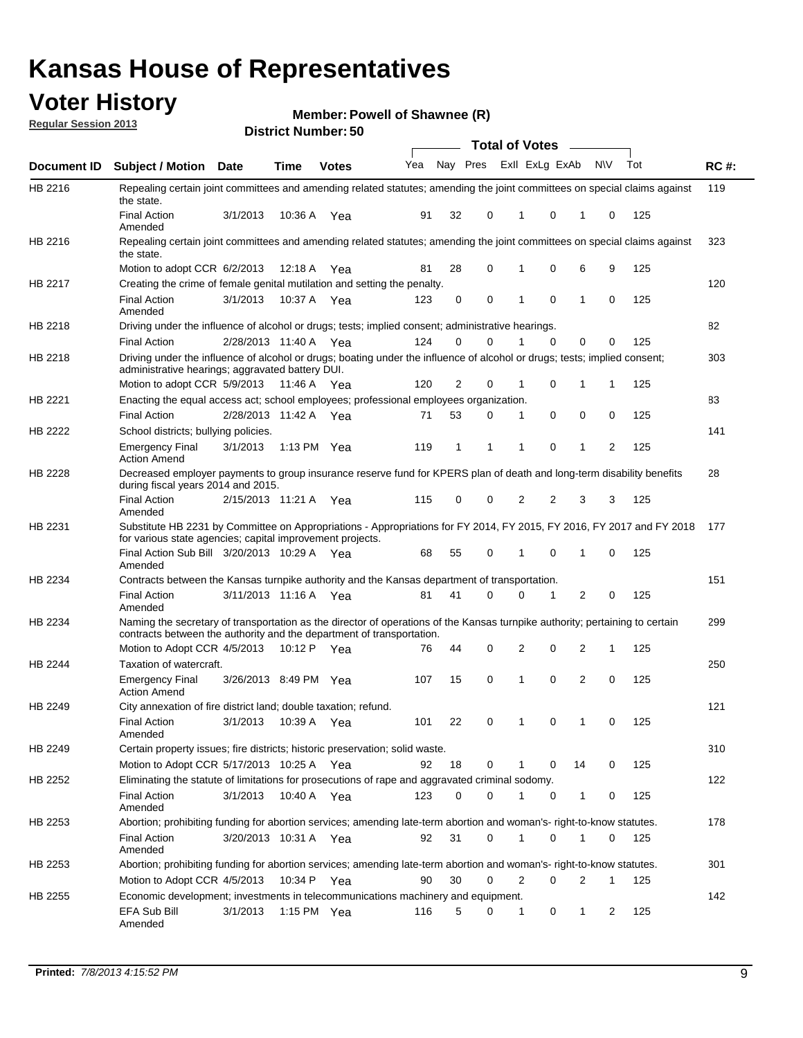# Kansas House of Representatives

## Voter History

**Regular Session 2013**

**Member: Powell of Shawnee (R)**

**District Number: 50**

| Document ID | Subject / Motion | Date | Time | Votes | Yea | Nay | Pres | ExII | ExLg | ExAb | N\V | Tot | RC #: |
|---|---|---|---|---|---|---|---|---|---|---|---|---|---|
| HB 2216 | Repealing certain joint committees and amending related statutes; amending the joint committees on special claims against the state. | | | | | | | | | | | | 119 |
| | Final Action Amended | 3/1/2013 | 10:36 A | Yea | 91 | 32 | 0 | 1 | 0 | 1 | 0 | 125 | |
| HB 2216 | Repealing certain joint committees and amending related statutes; amending the joint committees on special claims against the state. | | | | | | | | | | | | 323 |
| | Motion to adopt CCR | 6/2/2013 | 12:18 A | Yea | 81 | 28 | 0 | 1 | 0 | 6 | 9 | 125 | |
| HB 2217 | Creating the crime of female genital mutilation and setting the penalty. | | | | | | | | | | | | 120 |
| | Final Action Amended | 3/1/2013 | 10:37 A | Yea | 123 | 0 | 0 | 1 | 0 | 1 | 0 | 125 | |
| HB 2218 | Driving under the influence of alcohol or drugs; tests; implied consent; administrative hearings. | | | | | | | | | | | | 82 |
| | Final Action | 2/28/2013 | 11:40 A | Yea | 124 | 0 | 0 | 1 | 0 | 0 | 0 | 125 | |
| HB 2218 | Driving under the influence of alcohol or drugs; boating under the influence of alcohol or drugs; tests; implied consent; administrative hearings; aggravated battery DUI. | | | | | | | | | | | | 303 |
| | Motion to adopt CCR | 5/9/2013 | 11:46 A | Yea | 120 | 2 | 0 | 1 | 0 | 1 | 1 | 125 | |
| HB 2221 | Enacting the equal access act; school employees; professional employees organization. | | | | | | | | | | | | 83 |
| | Final Action | 2/28/2013 | 11:42 A | Yea | 71 | 53 | 0 | 1 | 0 | 0 | 0 | 125 | |
| HB 2222 | School districts; bullying policies. | | | | | | | | | | | | 141 |
| | Emergency Final Action Amend | 3/1/2013 | 1:13 PM | Yea | 119 | 1 | 1 | 1 | 0 | 1 | 2 | 125 | |
| HB 2228 | Decreased employer payments to group insurance reserve fund for KPERS plan of death and long-term disability benefits during fiscal years 2014 and 2015. | | | | | | | | | | | | 28 |
| | Final Action Amended | 2/15/2013 | 11:21 A | Yea | 115 | 0 | 0 | 2 | 2 | 3 | 3 | 125 | |
| HB 2231 | Substitute HB 2231 by Committee on Appropriations - Appropriations for FY 2014, FY 2015, FY 2016, FY 2017 and FY 2018 for various state agencies; capital improvement projects. | | | | | | | | | | | | 177 |
| | Final Action Sub Bill Amended | 3/20/2013 | 10:29 A | Yea | 68 | 55 | 0 | 1 | 0 | 1 | 0 | 125 | |
| HB 2234 | Contracts between the Kansas turnpike authority and the Kansas department of transportation. | | | | | | | | | | | | 151 |
| | Final Action Amended | 3/11/2013 | 11:16 A | Yea | 81 | 41 | 0 | 0 | 1 | 2 | 0 | 125 | |
| HB 2234 | Naming the secretary of transportation as the director of operations of the Kansas turnpike authority; pertaining to certain contracts between the authority and the department of transportation. | | | | | | | | | | | | 299 |
| | Motion to Adopt CCR | 4/5/2013 | 10:12 P | Yea | 76 | 44 | 0 | 2 | 0 | 2 | 1 | 125 | |
| HB 2244 | Taxation of watercraft. | | | | | | | | | | | | 250 |
| | Emergency Final Action Amend | 3/26/2013 | 8:49 PM | Yea | 107 | 15 | 0 | 1 | 0 | 2 | 0 | 125 | |
| HB 2249 | City annexation of fire district land; double taxation; refund. | | | | | | | | | | | | 121 |
| | Final Action Amended | 3/1/2013 | 10:39 A | Yea | 101 | 22 | 0 | 1 | 0 | 1 | 0 | 125 | |
| HB 2249 | Certain property issues; fire districts; historic preservation; solid waste. | | | | | | | | | | | | 310 |
| | Motion to Adopt CCR | 5/17/2013 | 10:25 A | Yea | 92 | 18 | 0 | 1 | 0 | 14 | 0 | 125 | |
| HB 2252 | Eliminating the statute of limitations for prosecutions of rape and aggravated criminal sodomy. | | | | | | | | | | | | 122 |
| | Final Action Amended | 3/1/2013 | 10:40 A | Yea | 123 | 0 | 0 | 1 | 0 | 1 | 0 | 125 | |
| HB 2253 | Abortion; prohibiting funding for abortion services; amending late-term abortion and woman's- right-to-know statutes. | | | | | | | | | | | | 178 |
| | Final Action Amended | 3/20/2013 | 10:31 A | Yea | 92 | 31 | 0 | 1 | 0 | 1 | 0 | 125 | |
| HB 2253 | Abortion; prohibiting funding for abortion services; amending late-term abortion and woman's- right-to-know statutes. | | | | | | | | | | | | 301 |
| | Motion to Adopt CCR | 4/5/2013 | 10:34 P | Yea | 90 | 30 | 0 | 2 | 0 | 2 | 1 | 125 | |
| HB 2255 | Economic development; investments in telecommunications machinery and equipment. | | | | | | | | | | | | 142 |
| | EFA Sub Bill Amended | 3/1/2013 | 1:15 PM | Yea | 116 | 5 | 0 | 1 | 0 | 1 | 2 | 125 | |

**Printed:** *7/8/2013 4:15:52 PM*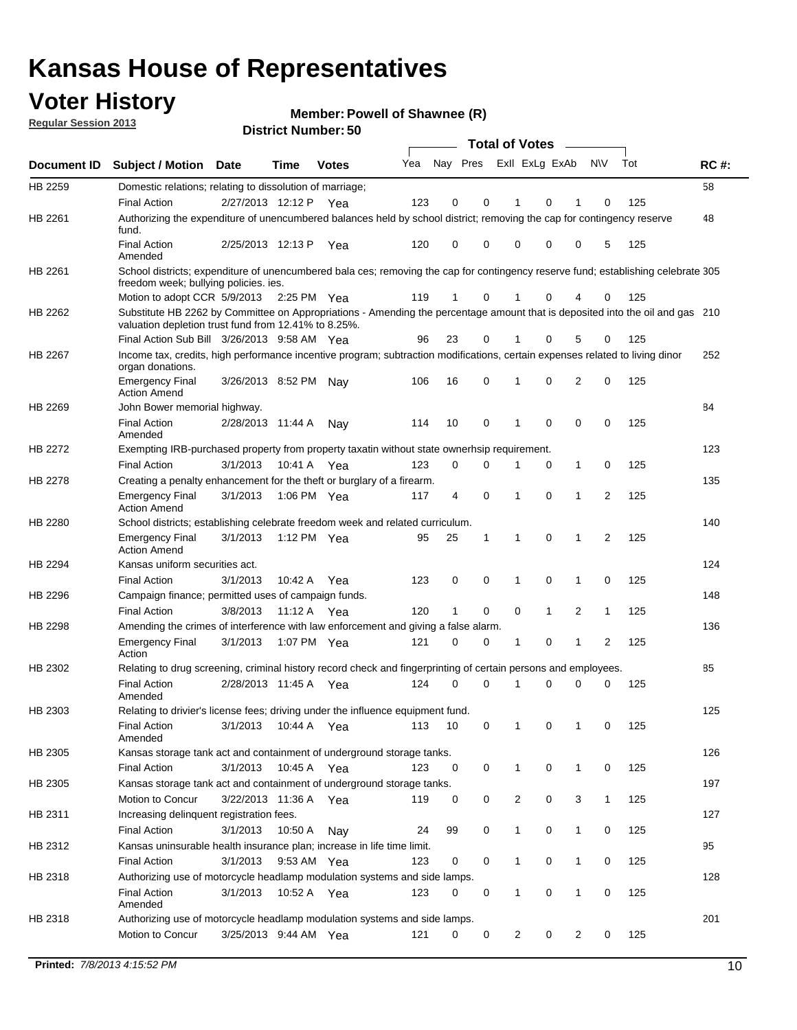# Kansas House of Representatives

## Voter History

**Regular Session 2013**

**Member: Powell of Shawnee (R)**

**District Number: 50**

| Document ID | Subject / Motion | Date | Time | Votes | Yea | Nay | Pres | ExII | ExLg | ExAb | N\V | Tot | RC #: |
|---|---|---|---|---|---|---|---|---|---|---|---|---|---|
| HB 2259 | Domestic relations; relating to dissolution of marriage; | | | | | | | | | | | | 58 |
| | Final Action | 2/27/2013 | 12:12 P | Yea | 123 | 0 | 0 | 1 | 0 | 1 | 0 | 125 | |
| HB 2261 | Authorizing the expenditure of unencumbered balances held by school district; removing the cap for contingency reserve fund. | | | | | | | | | | | | 48 |
| | Final Action Amended | 2/25/2013 | 12:13 P | Yea | 120 | 0 | 0 | 0 | 0 | 0 | 5 | 125 | |
| HB 2261 | School districts; expenditure of unencumbered bala ces; removing the cap for contingency reserve fund; establishing celebrate freedom week; bullying policies. ies. | | | | | | | | | | | | 305 |
| | Motion to adopt CCR | 5/9/2013 | 2:25 PM | Yea | 119 | 1 | 0 | 1 | 0 | 4 | 0 | 125 | |
| HB 2262 | Substitute HB 2262 by Committee on Appropriations - Amending the percentage amount that is deposited into the oil and gas valuation depletion trust fund from 12.41% to 8.25%. | | | | | | | | | | | | 210 |
| | Final Action Sub Bill | 3/26/2013 | 9:58 AM | Yea | 96 | 23 | 0 | 1 | 0 | 5 | 0 | 125 | |
| HB 2267 | Income tax, credits, high performance incentive program; subtraction modifications, certain expenses related to living dinor organ donations. | | | | | | | | | | | | 252 |
| | Emergency Final Action Amend | 3/26/2013 | 8:52 PM | Nay | 106 | 16 | 0 | 1 | 0 | 2 | 0 | 125 | |
| HB 2269 | John Bower memorial highway. | | | | | | | | | | | | 84 |
| | Final Action Amended | 2/28/2013 | 11:44 A | Nay | 114 | 10 | 0 | 1 | 0 | 0 | 0 | 125 | |
| HB 2272 | Exempting IRB-purchased property from property taxatin without state ownerhsip requirement. | | | | | | | | | | | | 123 |
| | Final Action | 3/1/2013 | 10:41 A | Yea | 123 | 0 | 0 | 1 | 0 | 1 | 0 | 125 | |
| HB 2278 | Creating a penalty enhancement for the theft or burglary of a firearm. | | | | | | | | | | | | 135 |
| | Emergency Final Action Amend | 3/1/2013 | 1:06 PM | Yea | 117 | 4 | 0 | 1 | 0 | 1 | 2 | 125 | |
| HB 2280 | School districts; establishing celebrate freedom week and related curriculum. | | | | | | | | | | | | 140 |
| | Emergency Final Action Amend | 3/1/2013 | 1:12 PM | Yea | 95 | 25 | 1 | 1 | 0 | 1 | 2 | 125 | |
| HB 2294 | Kansas uniform securities act. | | | | | | | | | | | | 124 |
| | Final Action | 3/1/2013 | 10:42 A | Yea | 123 | 0 | 0 | 1 | 0 | 1 | 0 | 125 | |
| HB 2296 | Campaign finance; permitted uses of campaign funds. | | | | | | | | | | | | 148 |
| | Final Action | 3/8/2013 | 11:12 A | Yea | 120 | 1 | 0 | 0 | 1 | 2 | 1 | 125 | |
| HB 2298 | Amending the crimes of interference with law enforcement and giving a false alarm. | | | | | | | | | | | | 136 |
| | Emergency Final Action | 3/1/2013 | 1:07 PM | Yea | 121 | 0 | 0 | 1 | 0 | 1 | 2 | 125 | |
| HB 2302 | Relating to drug screening, criminal history record check and fingerprinting of certain persons and employees. | | | | | | | | | | | | 85 |
| | Final Action Amended | 2/28/2013 | 11:45 A | Yea | 124 | 0 | 0 | 1 | 0 | 0 | 0 | 125 | |
| HB 2303 | Relating to drivier's license fees; driving under the influence equipment fund. | | | | | | | | | | | | 125 |
| | Final Action Amended | 3/1/2013 | 10:44 A | Yea | 113 | 10 | 0 | 1 | 0 | 1 | 0 | 125 | |
| HB 2305 | Kansas storage tank act and containment of underground storage tanks. | | | | | | | | | | | | 126 |
| | Final Action | 3/1/2013 | 10:45 A | Yea | 123 | 0 | 0 | 1 | 0 | 1 | 0 | 125 | |
| HB 2305 | Kansas storage tank act and containment of underground storage tanks. | | | | | | | | | | | | 197 |
| | Motion to Concur | 3/22/2013 | 11:36 A | Yea | 119 | 0 | 0 | 2 | 0 | 3 | 1 | 125 | |
| HB 2311 | Increasing delinquent registration fees. | | | | | | | | | | | | 127 |
| | Final Action | 3/1/2013 | 10:50 A | Nay | 24 | 99 | 0 | 1 | 0 | 1 | 0 | 125 | |
| HB 2312 | Kansas uninsurable health insurance plan; increase in life time limit. | | | | | | | | | | | | 95 |
| | Final Action | 3/1/2013 | 9:53 AM | Yea | 123 | 0 | 0 | 1 | 0 | 1 | 0 | 125 | |
| HB 2318 | Authorizing use of motorcycle headlamp modulation systems and side lamps. | | | | | | | | | | | | 128 |
| | Final Action Amended | 3/1/2013 | 10:52 A | Yea | 123 | 0 | 0 | 1 | 0 | 1 | 0 | 125 | |
| HB 2318 | Authorizing use of motorcycle headlamp modulation systems and side lamps. | | | | | | | | | | | | 201 |
| | Motion to Concur | 3/25/2013 | 9:44 AM | Yea | 121 | 0 | 0 | 2 | 0 | 2 | 0 | 125 | |

**Printed:** *7/8/2013 4:15:52 PM*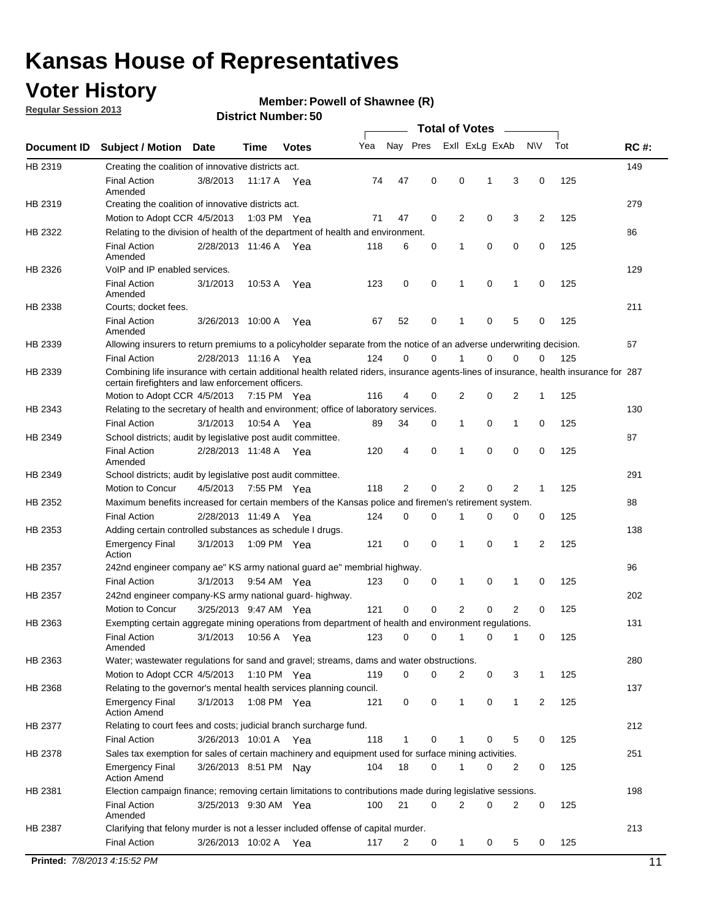# Kansas House of Representatives

## Voter History

**Regular Session 2013**

**Member: Powell of Shawnee (R)**

**District Number: 50**

| Document ID | Subject / Motion | Date | Time | Votes | Yea | Nay | Pres | ExII | ExLg | ExAb | N\V | Tot | RC #: |
|---|---|---|---|---|---|---|---|---|---|---|---|---|---|
| HB 2319 | Creating the coalition of innovative districts act. | | | | | | | | | | | | 149 |
| | Final Action Amended | 3/8/2013 | 11:17 A | Yea | 74 | 47 | 0 | 0 | 1 | 3 | 0 | 125 | |
| HB 2319 | Creating the coalition of innovative districts act. | | | | | | | | | | | | 279 |
| | Motion to Adopt CCR | 4/5/2013 | 1:03 PM | Yea | 71 | 47 | 0 | 2 | 0 | 3 | 2 | 125 | |
| HB 2322 | Relating to the division of health of the department of health and environment. | | | | | | | | | | | | 86 |
| | Final Action Amended | 2/28/2013 | 11:46 A | Yea | 118 | 6 | 0 | 1 | 0 | 0 | 0 | 125 | |
| HB 2326 | VoIP and IP enabled services. | | | | | | | | | | | | 129 |
| | Final Action Amended | 3/1/2013 | 10:53 A | Yea | 123 | 0 | 0 | 1 | 0 | 1 | 0 | 125 | |
| HB 2338 | Courts; docket fees. | | | | | | | | | | | | 211 |
| | Final Action Amended | 3/26/2013 | 10:00 A | Yea | 67 | 52 | 0 | 1 | 0 | 5 | 0 | 125 | |
| HB 2339 | Allowing insurers to return premiums to a policyholder separate from the notice of an adverse underwriting decision. | | | | | | | | | | | | 67 |
| | Final Action | 2/28/2013 | 11:16 A | Yea | 124 | 0 | 0 | 1 | 0 | 0 | 0 | 125 | |
| HB 2339 | Combining life insurance with certain additional health related riders, insurance agents-lines of insurance, health insurance for certain firefighters and law enforcement officers. | | | | | | | | | | | | 287 |
| | Motion to Adopt CCR | 4/5/2013 | 7:15 PM | Yea | 116 | 4 | 0 | 2 | 0 | 2 | 1 | 125 | |
| HB 2343 | Relating to the secretary of health and environment; office of laboratory services. | | | | | | | | | | | | 130 |
| | Final Action | 3/1/2013 | 10:54 A | Yea | 89 | 34 | 0 | 1 | 0 | 1 | 0 | 125 | |
| HB 2349 | School districts; audit by legislative post audit committee. | | | | | | | | | | | | 87 |
| | Final Action Amended | 2/28/2013 | 11:48 A | Yea | 120 | 4 | 0 | 1 | 0 | 0 | 0 | 125 | |
| HB 2349 | School districts; audit by legislative post audit committee. | | | | | | | | | | | | 291 |
| | Motion to Concur | 4/5/2013 | 7:55 PM | Yea | 118 | 2 | 0 | 2 | 0 | 2 | 1 | 125 | |
| HB 2352 | Maximum benefits increased for certain members of the Kansas police and firemen's retirement system. | | | | | | | | | | | | 88 |
| | Final Action | 2/28/2013 | 11:49 A | Yea | 124 | 0 | 0 | 1 | 0 | 0 | 0 | 125 | |
| HB 2353 | Adding certain controlled substances as schedule I drugs. | | | | | | | | | | | | 138 |
| | Emergency Final Action | 3/1/2013 | 1:09 PM | Yea | 121 | 0 | 0 | 1 | 0 | 1 | 2 | 125 | |
| HB 2357 | 242nd engineer company ae" KS army national guard ae" membrial highway. | | | | | | | | | | | | 96 |
| | Final Action | 3/1/2013 | 9:54 AM | Yea | 123 | 0 | 0 | 1 | 0 | 1 | 0 | 125 | |
| HB 2357 | 242nd engineer company-KS army national guard- highway. | | | | | | | | | | | | 202 |
| | Motion to Concur | 3/25/2013 | 9:47 AM | Yea | 121 | 0 | 0 | 2 | 0 | 2 | 0 | 125 | |
| HB 2363 | Exempting certain aggregate mining operations from department of health and environment regulations. | | | | | | | | | | | | 131 |
| | Final Action Amended | 3/1/2013 | 10:56 A | Yea | 123 | 0 | 0 | 1 | 0 | 1 | 0 | 125 | |
| HB 2363 | Water; wastewater regulations for sand and gravel; streams, dams and water obstructions. | | | | | | | | | | | | 280 |
| | Motion to Adopt CCR | 4/5/2013 | 1:10 PM | Yea | 119 | 0 | 0 | 2 | 0 | 3 | 1 | 125 | |
| HB 2368 | Relating to the governor's mental health services planning council. | | | | | | | | | | | | 137 |
| | Emergency Final Action Amend | 3/1/2013 | 1:08 PM | Yea | 121 | 0 | 0 | 1 | 0 | 1 | 2 | 125 | |
| HB 2377 | Relating to court fees and costs; judicial branch surcharge fund. | | | | | | | | | | | | 212 |
| | Final Action | 3/26/2013 | 10:01 A | Yea | 118 | 1 | 0 | 1 | 0 | 5 | 0 | 125 | |
| HB 2378 | Sales tax exemption for sales of certain machinery and equipment used for surface mining activities. | | | | | | | | | | | | 251 |
| | Emergency Final Action Amend | 3/26/2013 | 8:51 PM | Nay | 104 | 18 | 0 | 1 | 0 | 2 | 0 | 125 | |
| HB 2381 | Election campaign finance; removing certain limitations to contributions made during legislative sessions. | | | | | | | | | | | | 198 |
| | Final Action Amended | 3/25/2013 | 9:30 AM | Yea | 100 | 21 | 0 | 2 | 0 | 2 | 0 | 125 | |
| HB 2387 | Clarifying that felony murder is not a lesser included offense of capital murder. | | | | | | | | | | | | 213 |
| | Final Action | 3/26/2013 | 10:02 A | Yea | 117 | 2 | 0 | 1 | 0 | 5 | 0 | 125 | |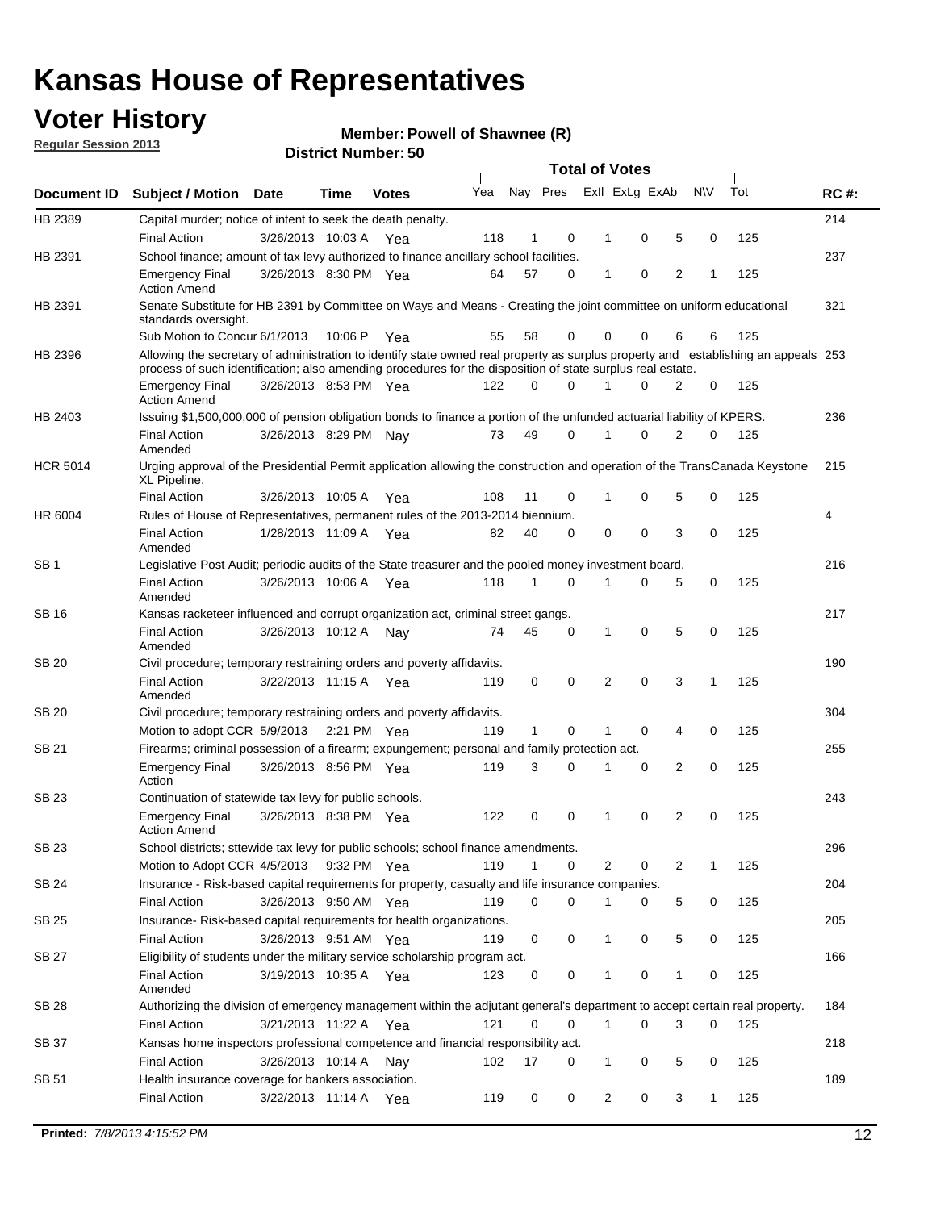# Kansas House of Representatives

## Voter History

**Regular Session 2013**

**Member: Powell of Shawnee (R)**

**District Number: 50**

| Document ID | Subject / Motion | Date | Time | Votes | Yea | Nay | Pres | ExII | ExLg | ExAb | N\V | Tot | RC #: |
|---|---|---|---|---|---|---|---|---|---|---|---|---|---|
| HB 2389 | Capital murder; notice of intent to seek the death penalty. | | | | | | | | | | | | 214 |
| | Final Action | 3/26/2013 | 10:03 A | Yea | 118 | 1 | 0 | 1 | 0 | 5 | 0 | 125 | |
| HB 2391 | School finance; amount of tax levy authorized to finance ancillary school facilities. | | | | | | | | | | | | 237 |
| | Emergency Final Action Amend | 3/26/2013 | 8:30 PM | Yea | 64 | 57 | 0 | 1 | 0 | 2 | 1 | 125 | |
| HB 2391 | Senate Substitute for HB 2391 by Committee on Ways and Means - Creating the joint committee on uniform educational standards oversight. | | | | | | | | | | | | 321 |
| | Sub Motion to Concur | 6/1/2013 | 10:06 P | Yea | 55 | 58 | 0 | 0 | 0 | 6 | 6 | 125 | |
| HB 2396 | Allowing the secretary of administration to identify state owned real property as surplus property and establishing an appeals process of such identification; also amending procedures for the disposition of state surplus real estate. | | | | | | | | | | | | 253 |
| | Emergency Final Action Amend | 3/26/2013 | 8:53 PM | Yea | 122 | 0 | 0 | 1 | 0 | 2 | 0 | 125 | |
| HB 2403 | Issuing $1,500,000,000 of pension obligation bonds to finance a portion of the unfunded actuarial liability of KPERS. | | | | | | | | | | | | 236 |
| | Final Action Amended | 3/26/2013 | 8:29 PM | Nay | 73 | 49 | 0 | 1 | 0 | 2 | 0 | 125 | |
| HCR 5014 | Urging approval of the Presidential Permit application allowing the construction and operation of the TransCanada Keystone XL Pipeline. | | | | | | | | | | | | 215 |
| | Final Action | 3/26/2013 | 10:05 A | Yea | 108 | 11 | 0 | 1 | 0 | 5 | 0 | 125 | |
| HR 6004 | Rules of House of Representatives, permanent rules of the 2013-2014 biennium. | | | | | | | | | | | | 4 |
| | Final Action Amended | 1/28/2013 | 11:09 A | Yea | 82 | 40 | 0 | 0 | 0 | 3 | 0 | 125 | |
| SB 1 | Legislative Post Audit; periodic audits of the State treasurer and the pooled money investment board. | | | | | | | | | | | | 216 |
| | Final Action Amended | 3/26/2013 | 10:06 A | Yea | 118 | 1 | 0 | 1 | 0 | 5 | 0 | 125 | |
| SB 16 | Kansas racketeer influenced and corrupt organization act, criminal street gangs. | | | | | | | | | | | | 217 |
| | Final Action Amended | 3/26/2013 | 10:12 A | Nay | 74 | 45 | 0 | 1 | 0 | 5 | 0 | 125 | |
| SB 20 | Civil procedure; temporary restraining orders and poverty affidavits. | | | | | | | | | | | | 190 |
| | Final Action Amended | 3/22/2013 | 11:15 A | Yea | 119 | 0 | 0 | 2 | 0 | 3 | 1 | 125 | |
| SB 20 | Civil procedure; temporary restraining orders and poverty affidavits. | | | | | | | | | | | | 304 |
| | Motion to adopt CCR | 5/9/2013 | 2:21 PM | Yea | 119 | 1 | 0 | 1 | 0 | 4 | 0 | 125 | |
| SB 21 | Firearms; criminal possession of a firearm; expungement; personal and family protection act. | | | | | | | | | | | | 255 |
| | Emergency Final Action | 3/26/2013 | 8:56 PM | Yea | 119 | 3 | 0 | 1 | 0 | 2 | 0 | 125 | |
| SB 23 | Continuation of statewide tax levy for public schools. | | | | | | | | | | | | 243 |
| | Emergency Final Action Amend | 3/26/2013 | 8:38 PM | Yea | 122 | 0 | 0 | 1 | 0 | 2 | 0 | 125 | |
| SB 23 | School districts; sttewide tax levy for public schools; school finance amendments. | | | | | | | | | | | | 296 |
| | Motion to Adopt CCR | 4/5/2013 | 9:32 PM | Yea | 119 | 1 | 0 | 2 | 0 | 2 | 1 | 125 | |
| SB 24 | Insurance - Risk-based capital requirements for property, casualty and life insurance companies. | | | | | | | | | | | | 204 |
| | Final Action | 3/26/2013 | 9:50 AM | Yea | 119 | 0 | 0 | 1 | 0 | 5 | 0 | 125 | |
| SB 25 | Insurance- Risk-based capital requirements for health organizations. | | | | | | | | | | | | 205 |
| | Final Action | 3/26/2013 | 9:51 AM | Yea | 119 | 0 | 0 | 1 | 0 | 5 | 0 | 125 | |
| SB 27 | Eligibility of students under the military service scholarship program act. | | | | | | | | | | | | 166 |
| | Final Action Amended | 3/19/2013 | 10:35 A | Yea | 123 | 0 | 0 | 1 | 0 | 1 | 0 | 125 | |
| SB 28 | Authorizing the division of emergency management within the adjutant general's department to accept certain real property. | | | | | | | | | | | | 184 |
| | Final Action | 3/21/2013 | 11:22 A | Yea | 121 | 0 | 0 | 1 | 0 | 3 | 0 | 125 | |
| SB 37 | Kansas home inspectors professional competence and financial responsibility act. | | | | | | | | | | | | 218 |
| | Final Action | 3/26/2013 | 10:14 A | Nay | 102 | 17 | 0 | 1 | 0 | 5 | 0 | 125 | |
| SB 51 | Health insurance coverage for bankers association. | | | | | | | | | | | | 189 |
| | Final Action | 3/22/2013 | 11:14 A | Yea | 119 | 0 | 0 | 2 | 0 | 3 | 1 | 125 | |

**Printed:** *7/8/2013 4:15:52 PM*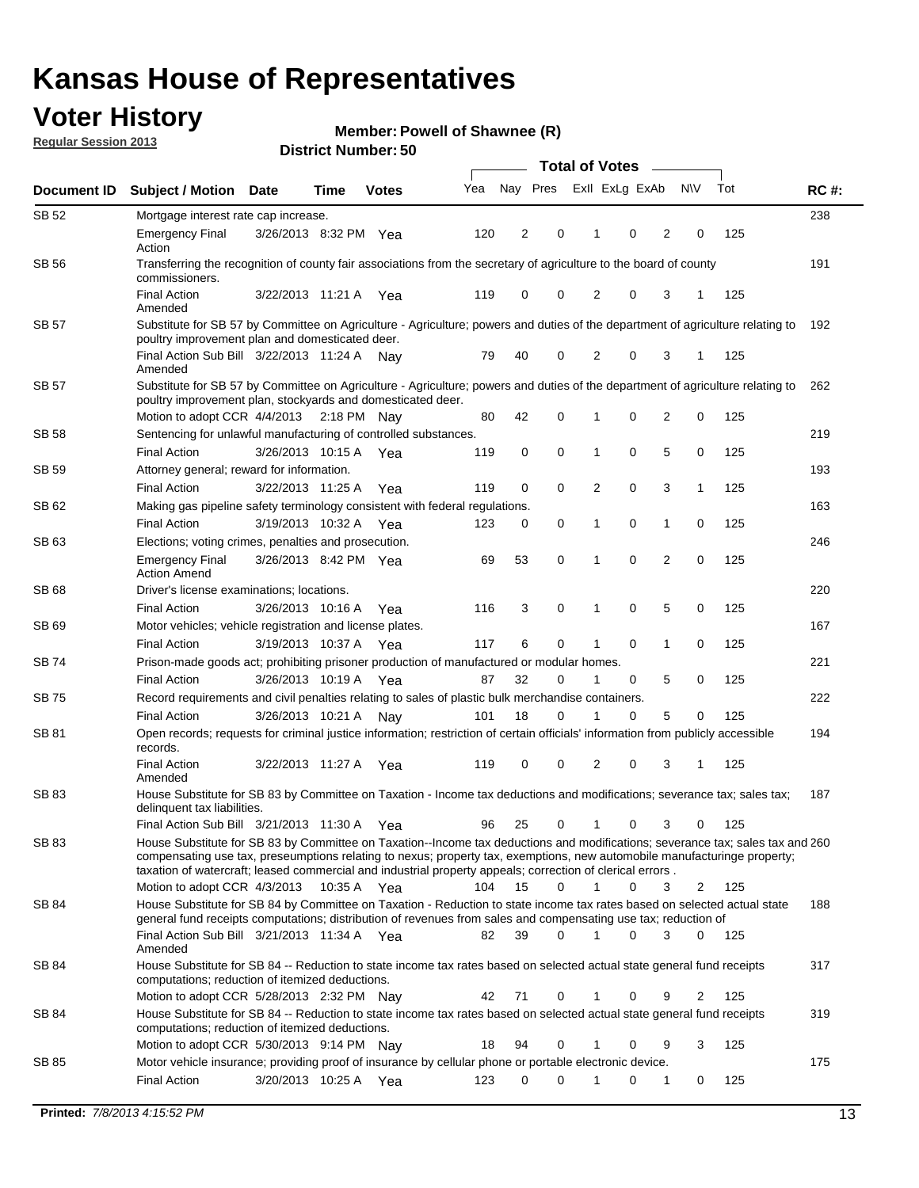# Kansas House of Representatives

## Voter History

**Regular Session 2013**

**Member: Powell of Shawnee (R)**

**District Number: 50**

| Document ID | Subject / Motion | Date | Time | Votes | Yea | Nay | Pres | ExII | ExLg | ExAb | N\V | Tot | RC #: |
|---|---|---|---|---|---|---|---|---|---|---|---|---|---|
| SB 52 | Mortgage interest rate cap increase. | | | | | | | | | | | | 238 |
| | Emergency Final Action | 3/26/2013 | 8:32 PM | Yea | 120 | 2 | 0 | 1 | 0 | 2 | 0 | 125 | |
| SB 56 | Transferring the recognition of county fair associations from the secretary of agriculture to the board of county commissioners. | | | | | | | | | | | | 191 |
| | Final Action Amended | 3/22/2013 | 11:21 A | Yea | 119 | 0 | 0 | 2 | 0 | 3 | 1 | 125 | |
| SB 57 | Substitute for SB 57 by Committee on Agriculture - Agriculture; powers and duties of the department of agriculture relating to poultry improvement plan and domesticated deer. | | | | | | | | | | | | 192 |
| | Final Action Sub Bill Amended | 3/22/2013 | 11:24 A | Nay | 79 | 40 | 0 | 2 | 0 | 3 | 1 | 125 | |
| SB 57 | Substitute for SB 57 by Committee on Agriculture - Agriculture; powers and duties of the department of agriculture relating to poultry improvement plan, stockyards and domesticated deer. | | | | | | | | | | | | 262 |
| | Motion to adopt CCR | 4/4/2013 | 2:18 PM | Nay | 80 | 42 | 0 | 1 | 0 | 2 | 0 | 125 | |
| SB 58 | Sentencing for unlawful manufacturing of controlled substances. | | | | | | | | | | | | 219 |
| | Final Action | 3/26/2013 | 10:15 A | Yea | 119 | 0 | 0 | 1 | 0 | 5 | 0 | 125 | |
| SB 59 | Attorney general; reward for information. | | | | | | | | | | | | 193 |
| | Final Action | 3/22/2013 | 11:25 A | Yea | 119 | 0 | 0 | 2 | 0 | 3 | 1 | 125 | |
| SB 62 | Making gas pipeline safety terminology consistent with federal regulations. | | | | | | | | | | | | 163 |
| | Final Action | 3/19/2013 | 10:32 A | Yea | 123 | 0 | 0 | 1 | 0 | 1 | 0 | 125 | |
| SB 63 | Elections; voting crimes, penalties and prosecution. | | | | | | | | | | | | 246 |
| | Emergency Final Action Amend | 3/26/2013 | 8:42 PM | Yea | 69 | 53 | 0 | 1 | 0 | 2 | 0 | 125 | |
| SB 68 | Driver's license examinations; locations. | | | | | | | | | | | | 220 |
| | Final Action | 3/26/2013 | 10:16 A | Yea | 116 | 3 | 0 | 1 | 0 | 5 | 0 | 125 | |
| SB 69 | Motor vehicles; vehicle registration and license plates. | | | | | | | | | | | | 167 |
| | Final Action | 3/19/2013 | 10:37 A | Yea | 117 | 6 | 0 | 1 | 0 | 1 | 0 | 125 | |
| SB 74 | Prison-made goods act; prohibiting prisoner production of manufactured or modular homes. | | | | | | | | | | | | 221 |
| | Final Action | 3/26/2013 | 10:19 A | Yea | 87 | 32 | 0 | 1 | 0 | 5 | 0 | 125 | |
| SB 75 | Record requirements and civil penalties relating to sales of plastic bulk merchandise containers. | | | | | | | | | | | | 222 |
| | Final Action | 3/26/2013 | 10:21 A | Nay | 101 | 18 | 0 | 1 | 0 | 5 | 0 | 125 | |
| SB 81 | Open records; requests for criminal justice information; restriction of certain officials' information from publicly accessible records. | | | | | | | | | | | | 194 |
| | Final Action Amended | 3/22/2013 | 11:27 A | Yea | 119 | 0 | 0 | 2 | 0 | 3 | 1 | 125 | |
| SB 83 | House Substitute for SB 83 by Committee on Taxation - Income tax deductions and modifications; severance tax; sales tax; delinquent tax liabilities. | | | | | | | | | | | | 187 |
| | Final Action Sub Bill | 3/21/2013 | 11:30 A | Yea | 96 | 25 | 0 | 1 | 0 | 3 | 0 | 125 | |
| SB 83 | House Substitute for SB 83 by Committee on Taxation--Income tax deductions and modifications; severance tax; sales tax and compensating use tax, preseumptions relating to nexus; property tax, exemptions, new automobile manufacturinge property; taxation of watercraft; leased commercial and industrial property appeals; correction of clerical errors . | | | | | | | | | | | | 260 |
| | Motion to adopt CCR | 4/3/2013 | 10:35 A | Yea | 104 | 15 | 0 | 1 | 0 | 3 | 2 | 125 | |
| SB 84 | House Substitute for SB 84 by Committee on Taxation - Reduction to state income tax rates based on selected actual state general fund receipts computations; distribution of revenues from sales and compensating use tax; reduction of | | | | | | | | | | | | 188 |
| | Final Action Sub Bill Amended | 3/21/2013 | 11:34 A | Yea | 82 | 39 | 0 | 1 | 0 | 3 | 0 | 125 | |
| SB 84 | House Substitute for SB 84 -- Reduction to state income tax rates based on selected actual state general fund receipts computations; reduction of itemized deductions. | | | | | | | | | | | | 317 |
| | Motion to adopt CCR | 5/28/2013 | 2:32 PM | Nay | 42 | 71 | 0 | 1 | 0 | 9 | 2 | 125 | |
| SB 84 | House Substitute for SB 84 -- Reduction to state income tax rates based on selected actual state general fund receipts computations; reduction of itemized deductions. | | | | | | | | | | | | 319 |
| | Motion to adopt CCR | 5/30/2013 | 9:14 PM | Nay | 18 | 94 | 0 | 1 | 0 | 9 | 3 | 125 | |
| SB 85 | Motor vehicle insurance; providing proof of insurance by cellular phone or portable electronic device. | | | | | | | | | | | | 175 |
| | Final Action | 3/20/2013 | 10:25 A | Yea | 123 | 0 | 0 | 1 | 0 | 1 | 0 | 125 | |

**Printed:** 7/8/2013 4:15:52 PM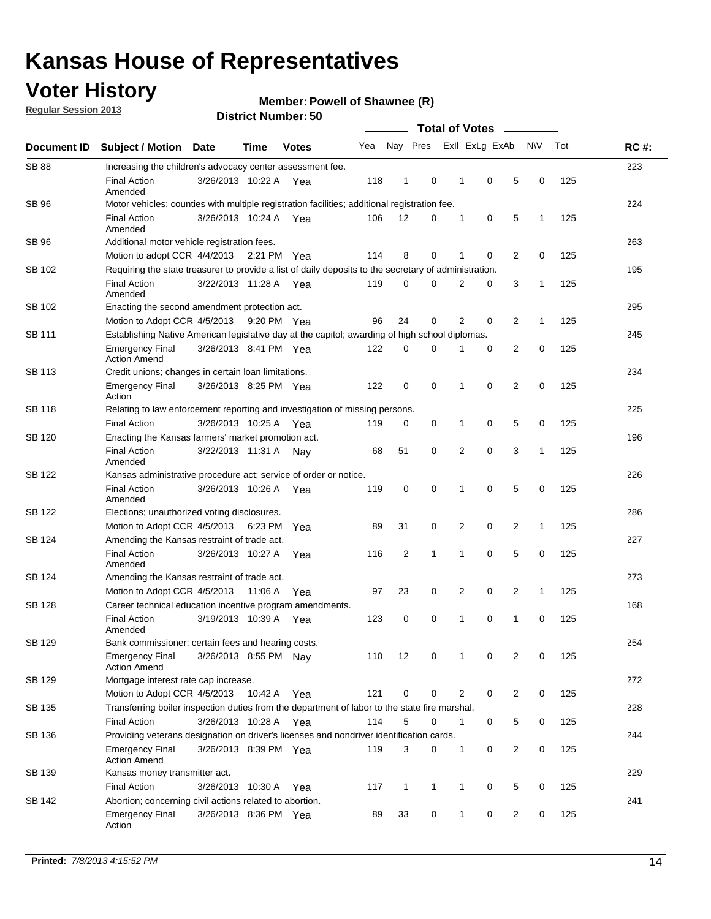# Kansas House of Representatives

## Voter History

**Regular Session 2013**

**Member: Powell of Shawnee (R)**

**District Number: 50**

| Document ID | Subject / Motion | Date | Time | Votes | Yea | Nay | Pres | ExII | ExLg | ExAb | N\V | Tot | RC #: |
|---|---|---|---|---|---|---|---|---|---|---|---|---|---|
| SB 88 | Increasing the children's advocacy center assessment fee. | | | | | | | | | | | | 223 |
| | Final Action Amended | 3/26/2013 | 10:22 A | Yea | 118 | 1 | 0 | 1 | 0 | 5 | 0 | 125 | |
| SB 96 | Motor vehicles; counties with multiple registration facilities; additional registration fee. | | | | | | | | | | | | 224 |
| | Final Action Amended | 3/26/2013 | 10:24 A | Yea | 106 | 12 | 0 | 1 | 0 | 5 | 1 | 125 | |
| SB 96 | Additional motor vehicle registration fees. | | | | | | | | | | | | 263 |
| | Motion to adopt CCR | 4/4/2013 | 2:21 PM | Yea | 114 | 8 | 0 | 1 | 0 | 2 | 0 | 125 | |
| SB 102 | Requiring the state treasurer to provide a list of daily deposits to the secretary of administration. | | | | | | | | | | | | 195 |
| | Final Action Amended | 3/22/2013 | 11:28 A | Yea | 119 | 0 | 0 | 2 | 0 | 3 | 1 | 125 | |
| SB 102 | Enacting the second amendment protection act. | | | | | | | | | | | | 295 |
| | Motion to Adopt CCR | 4/5/2013 | 9:20 PM | Yea | 96 | 24 | 0 | 2 | 0 | 2 | 1 | 125 | |
| SB 111 | Establishing Native American legislative day at the capitol; awarding of high school diplomas. | | | | | | | | | | | | 245 |
| | Emergency Final Action Amend | 3/26/2013 | 8:41 PM | Yea | 122 | 0 | 0 | 1 | 0 | 2 | 0 | 125 | |
| SB 113 | Credit unions; changes in certain loan limitations. | | | | | | | | | | | | 234 |
| | Emergency Final Action | 3/26/2013 | 8:25 PM | Yea | 122 | 0 | 0 | 1 | 0 | 2 | 0 | 125 | |
| SB 118 | Relating to law enforcement reporting and investigation of missing persons. | | | | | | | | | | | | 225 |
| | Final Action | 3/26/2013 | 10:25 A | Yea | 119 | 0 | 0 | 1 | 0 | 5 | 0 | 125 | |
| SB 120 | Enacting the Kansas farmers' market promotion act. | | | | | | | | | | | | 196 |
| | Final Action Amended | 3/22/2013 | 11:31 A | Nay | 68 | 51 | 0 | 2 | 0 | 3 | 1 | 125 | |
| SB 122 | Kansas administrative procedure act; service of order or notice. | | | | | | | | | | | | 226 |
| | Final Action Amended | 3/26/2013 | 10:26 A | Yea | 119 | 0 | 0 | 1 | 0 | 5 | 0 | 125 | |
| SB 122 | Elections; unauthorized voting disclosures. | | | | | | | | | | | | 286 |
| | Motion to Adopt CCR | 4/5/2013 | 6:23 PM | Yea | 89 | 31 | 0 | 2 | 0 | 2 | 1 | 125 | |
| SB 124 | Amending the Kansas restraint of trade act. | | | | | | | | | | | | 227 |
| | Final Action Amended | 3/26/2013 | 10:27 A | Yea | 116 | 2 | 1 | 1 | 0 | 5 | 0 | 125 | |
| SB 124 | Amending the Kansas restraint of trade act. | | | | | | | | | | | | 273 |
| | Motion to Adopt CCR | 4/5/2013 | 11:06 A | Yea | 97 | 23 | 0 | 2 | 0 | 2 | 1 | 125 | |
| SB 128 | Career technical education incentive program amendments. | | | | | | | | | | | | 168 |
| | Final Action Amended | 3/19/2013 | 10:39 A | Yea | 123 | 0 | 0 | 1 | 0 | 1 | 0 | 125 | |
| SB 129 | Bank commissioner; certain fees and hearing costs. | | | | | | | | | | | | 254 |
| | Emergency Final Action Amend | 3/26/2013 | 8:55 PM | Nay | 110 | 12 | 0 | 1 | 0 | 2 | 0 | 125 | |
| SB 129 | Mortgage interest rate cap increase. | | | | | | | | | | | | 272 |
| | Motion to Adopt CCR | 4/5/2013 | 10:42 A | Yea | 121 | 0 | 0 | 2 | 0 | 2 | 0 | 125 | |
| SB 135 | Transferring boiler inspection duties from the department of labor to the state fire marshal. | | | | | | | | | | | | 228 |
| | Final Action | 3/26/2013 | 10:28 A | Yea | 114 | 5 | 0 | 1 | 0 | 5 | 0 | 125 | |
| SB 136 | Providing veterans designation on driver's licenses and nondriver identification cards. | | | | | | | | | | | | 244 |
| | Emergency Final Action Amend | 3/26/2013 | 8:39 PM | Yea | 119 | 3 | 0 | 1 | 0 | 2 | 0 | 125 | |
| SB 139 | Kansas money transmitter act. | | | | | | | | | | | | 229 |
| | Final Action | 3/26/2013 | 10:30 A | Yea | 117 | 1 | 1 | 1 | 0 | 5 | 0 | 125 | |
| SB 142 | Abortion; concerning civil actions related to abortion. | | | | | | | | | | | | 241 |
| | Emergency Final Action | 3/26/2013 | 8:36 PM | Yea | 89 | 33 | 0 | 1 | 0 | 2 | 0 | 125 | |

**Printed:** *7/8/2013 4:15:52 PM*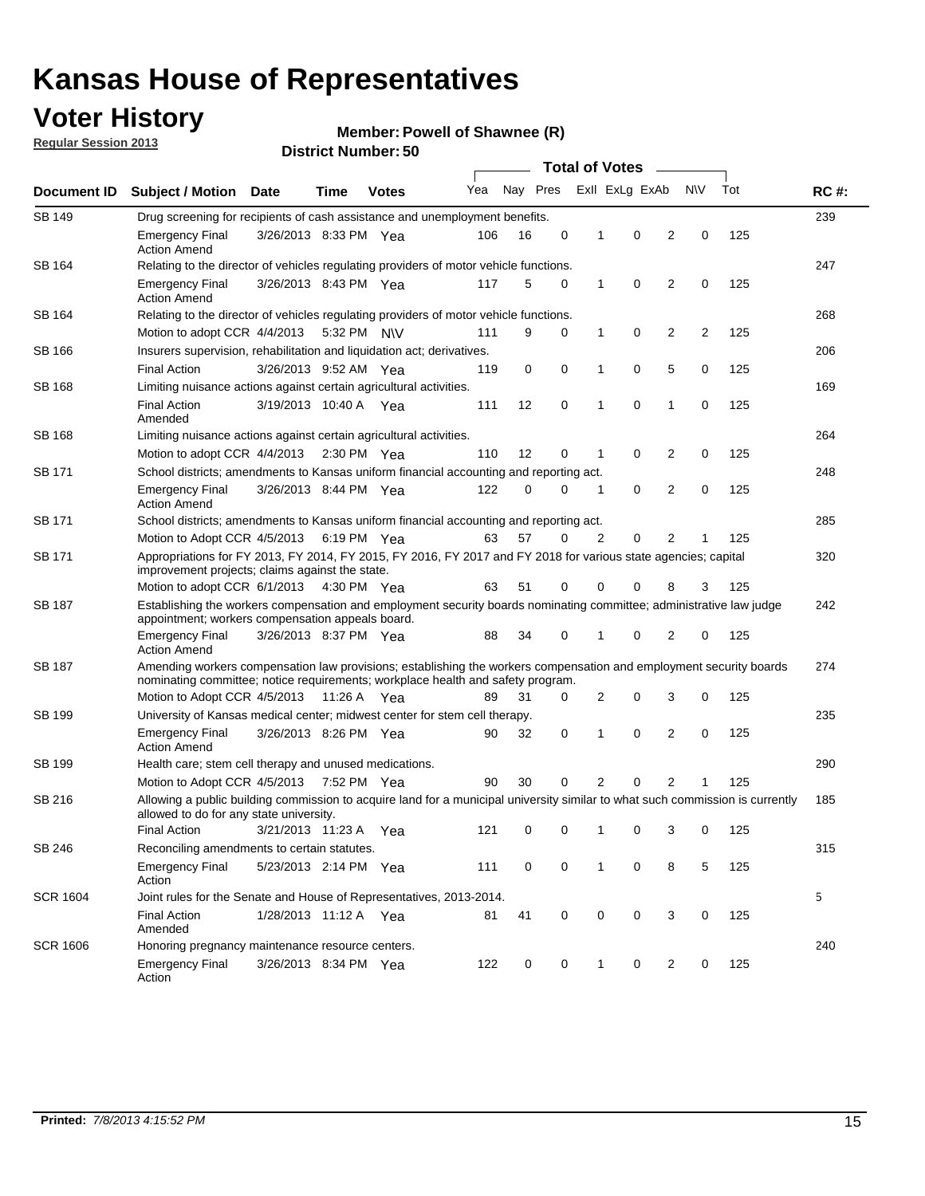# Kansas House of Representatives

## Voter History

**Regular Session 2013**

**Member: Powell of Shawnee (R)**

**District Number: 50**

| Document ID | Subject / Motion | Date | Time | Votes | Yea | Nay | Pres | ExII | ExLg | ExAb | N\V | Tot | RC #: |
|---|---|---|---|---|---|---|---|---|---|---|---|---|---|
| SB 149 | Drug screening for recipients of cash assistance and unemployment benefits. | | | | | | | | | | | | 239 |
| | Emergency Final Action Amend | 3/26/2013 | 8:33 PM | Yea | 106 | 16 | 0 | 1 | 0 | 2 | 0 | 125 | |
| SB 164 | Relating to the director of vehicles regulating providers of motor vehicle functions. | | | | | | | | | | | | 247 |
| | Emergency Final Action Amend | 3/26/2013 | 8:43 PM | Yea | 117 | 5 | 0 | 1 | 0 | 2 | 0 | 125 | |
| SB 164 | Relating to the director of vehicles regulating providers of motor vehicle functions. | | | | | | | | | | | | 268 |
| | Motion to adopt CCR | 4/4/2013 | 5:32 PM | N\V | 111 | 9 | 0 | 1 | 0 | 2 | 2 | 125 | |
| SB 166 | Insurers supervision, rehabilitation and liquidation act; derivatives. | | | | | | | | | | | | 206 |
| | Final Action | 3/26/2013 | 9:52 AM | Yea | 119 | 0 | 0 | 1 | 0 | 5 | 0 | 125 | |
| SB 168 | Limiting nuisance actions against certain agricultural activities. | | | | | | | | | | | | 169 |
| | Final Action Amended | 3/19/2013 | 10:40 A | Yea | 111 | 12 | 0 | 1 | 0 | 1 | 0 | 125 | |
| SB 168 | Limiting nuisance actions against certain agricultural activities. | | | | | | | | | | | | 264 |
| | Motion to adopt CCR | 4/4/2013 | 2:30 PM | Yea | 110 | 12 | 0 | 1 | 0 | 2 | 0 | 125 | |
| SB 171 | School districts; amendments to Kansas uniform financial accounting and reporting act. | | | | | | | | | | | | 248 |
| | Emergency Final Action Amend | 3/26/2013 | 8:44 PM | Yea | 122 | 0 | 0 | 1 | 0 | 2 | 0 | 125 | |
| SB 171 | School districts; amendments to Kansas uniform financial accounting and reporting act. | | | | | | | | | | | | 285 |
| | Motion to Adopt CCR | 4/5/2013 | 6:19 PM | Yea | 63 | 57 | 0 | 2 | 0 | 2 | 1 | 125 | |
| SB 171 | Appropriations for FY 2013, FY 2014, FY 2015, FY 2016, FY 2017 and FY 2018 for various state agencies; capital improvement projects; claims against the state. | | | | | | | | | | | | 320 |
| | Motion to adopt CCR | 6/1/2013 | 4:30 PM | Yea | 63 | 51 | 0 | 0 | 0 | 8 | 3 | 125 | |
| SB 187 | Establishing the workers compensation and employment security boards nominating committee; administrative law judge appointment; workers compensation appeals board. | | | | | | | | | | | | 242 |
| | Emergency Final Action Amend | 3/26/2013 | 8:37 PM | Yea | 88 | 34 | 0 | 1 | 0 | 2 | 0 | 125 | |
| SB 187 | Amending workers compensation law provisions; establishing the workers compensation and employment security boards nominating committee; notice requirements; workplace health and safety program. | | | | | | | | | | | | 274 |
| | Motion to Adopt CCR | 4/5/2013 | 11:26 A | Yea | 89 | 31 | 0 | 2 | 0 | 3 | 0 | 125 | |
| SB 199 | University of Kansas medical center; midwest center for stem cell therapy. | | | | | | | | | | | | 235 |
| | Emergency Final Action Amend | 3/26/2013 | 8:26 PM | Yea | 90 | 32 | 0 | 1 | 0 | 2 | 0 | 125 | |
| SB 199 | Health care; stem cell therapy and unused medications. | | | | | | | | | | | | 290 |
| | Motion to Adopt CCR | 4/5/2013 | 7:52 PM | Yea | 90 | 30 | 0 | 2 | 0 | 2 | 1 | 125 | |
| SB 216 | Allowing a public building commission to acquire land for a municipal university similar to what such commission is currently allowed to do for any state university. | | | | | | | | | | | | 185 |
| | Final Action | 3/21/2013 | 11:23 A | Yea | 121 | 0 | 0 | 1 | 0 | 3 | 0 | 125 | |
| SB 246 | Reconciling amendments to certain statutes. | | | | | | | | | | | | 315 |
| | Emergency Final Action | 5/23/2013 | 2:14 PM | Yea | 111 | 0 | 0 | 1 | 0 | 8 | 5 | 125 | |
| SCR 1604 | Joint rules for the Senate and House of Representatives, 2013-2014. | | | | | | | | | | | | 5 |
| | Final Action Amended | 1/28/2013 | 11:12 A | Yea | 81 | 41 | 0 | 0 | 0 | 3 | 0 | 125 | |
| SCR 1606 | Honoring pregnancy maintenance resource centers. | | | | | | | | | | | | 240 |
| | Emergency Final Action | 3/26/2013 | 8:34 PM | Yea | 122 | 0 | 0 | 1 | 0 | 2 | 0 | 125 | |

**Printed:** *7/8/2013 4:15:52 PM*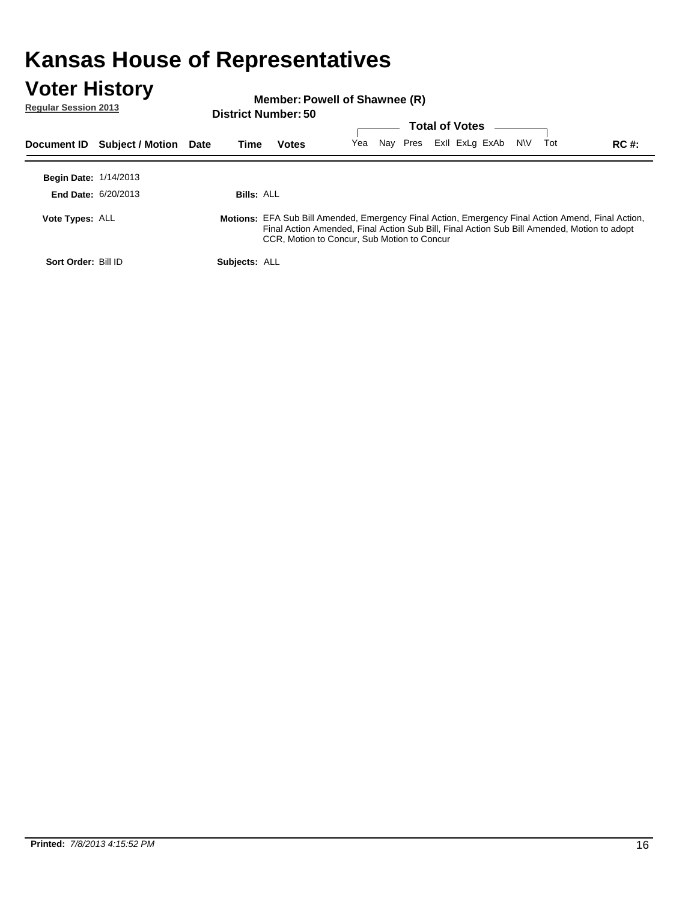# Kansas House of Representatives

## Voter History

**Regular Session 2013**

**Member:** Powell of Shawnee (R)

**District Number:** 50

| Document ID | Subject / Motion | Date | Time | Votes | Yea | Nay | Pres | ExII | ExLg | ExAb | N\V | Tot | RC #: |
|---|---|---|---|---|---|---|---|---|---|---|---|---|---|

**Begin Date:** 1/14/2013

**End Date:** 6/20/2013

**Bills:** ALL

**Vote Types:** ALL

**Motions:** EFA Sub Bill Amended, Emergency Final Action, Emergency Final Action Amend, Final Action, Final Action Amended, Final Action Sub Bill, Final Action Sub Bill Amended, Motion to adopt CCR, Motion to Concur, Sub Motion to Concur

**Sort Order:** Bill ID

**Subjects:** ALL

**Printed:** *7/8/2013 4:15:52 PM*